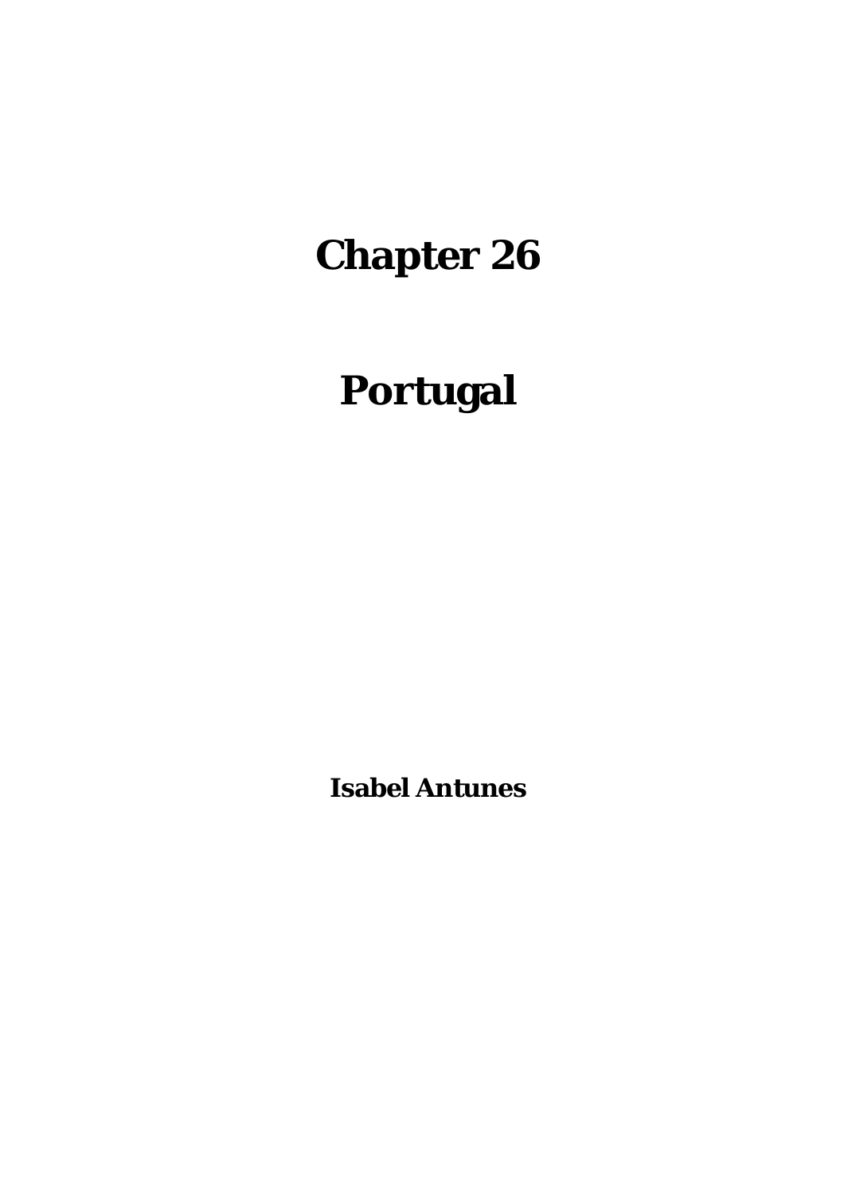# Chapter 26

# Portugal

**Isabel Antunes**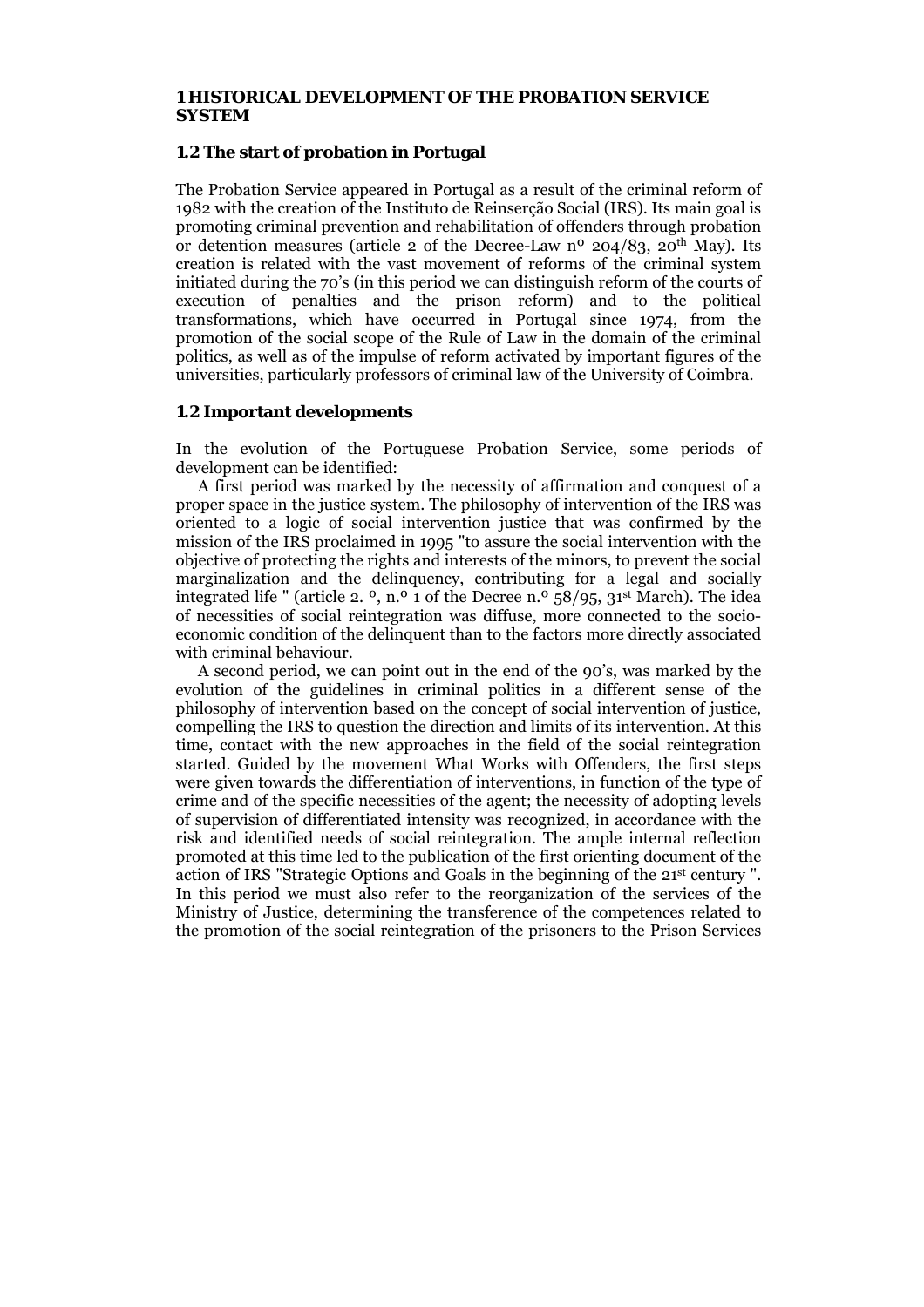## 1 HISTORICAL DEVELOPMENT OF THE PROBATION SERVICE SYSTEM

### 1.2 The start of probation in Portugal

The Probation Service appeared in Portugal as a result of the criminal reform of 1982 with the creation of the Instituto de Reinserção Social (IRS). Its main goal is promoting criminal prevention and rehabilitation of offenders through probation or detention measures (article 2 of the Decree-Law nº 204/83, 20th May). Its creation is related with the vast movement of reforms of the criminal system initiated during the 70's (in this period we can distinguish reform of the courts of execution of penalties and the prison reform) and to the political transformations, which have occurred in Portugal since 1974, from the promotion of the social scope of the Rule of Law in the domain of the criminal politics, as well as of the impulse of reform activated by important figures of the universities, particularly professors of criminal law of the University of Coimbra.

### 1.2 Important developments

In the evolution of the Portuguese Probation Service, some periods of development can be identified:

A first period was marked by the necessity of affirmation and conquest of a proper space in the justice system. The philosophy of intervention of the IRS was oriented to a logic of social intervention justice that was confirmed by the mission of the IRS proclaimed in 1995 "to assure the social intervention with the objective of protecting the rights and interests of the minors, to prevent the social marginalization and the delinquency, contributing for a legal and socially integrated life " (article 2. º, n.º 1 of the Decree n.º 58/95, 31st March). The idea of necessities of social reintegration was diffuse, more connected to the socio-economic condition of the delinquent than to the factors more directly associated with criminal behaviour.

A second period, we can point out in the end of the 90's, was marked by the evolution of the guidelines in criminal politics in a different sense of the philosophy of intervention based on the concept of social intervention of justice, compelling the IRS to question the direction and limits of its intervention. At this time, contact with the new approaches in the field of the social reintegration started. Guided by the movement What Works with Offenders, the first steps were given towards the differentiation of interventions, in function of the type of crime and of the specific necessities of the agent; the necessity of adopting levels of supervision of differentiated intensity was recognized, in accordance with the risk and identified needs of social reintegration. The ample internal reflection promoted at this time led to the publication of the first orienting document of the action of IRS "Strategic Options and Goals in the beginning of the 21st century ". In this period we must also refer to the reorganization of the services of the Ministry of Justice, determining the transference of the competences related to the promotion of the social reintegration of the prisoners to the Prison Services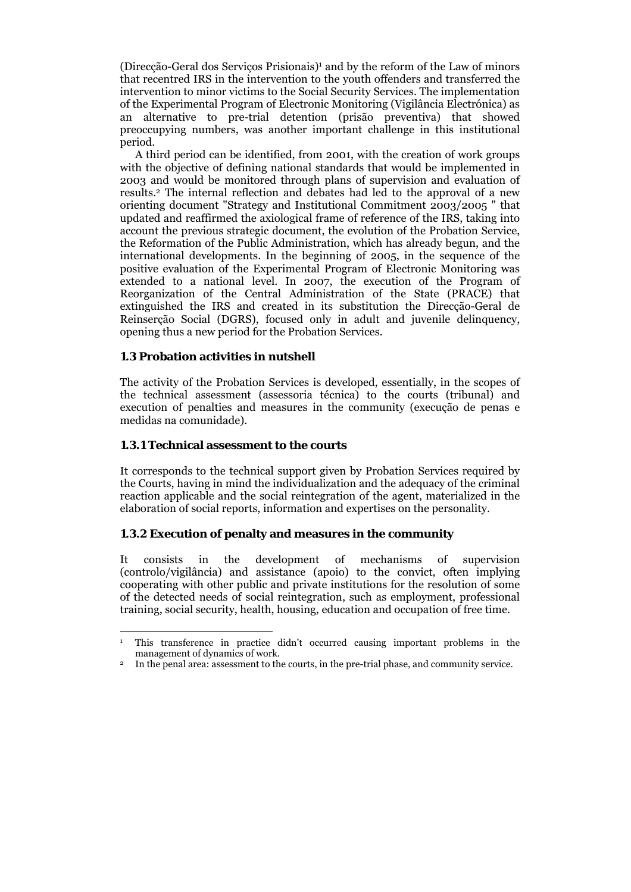(Direcção-Geral dos Serviços Prisionais)[1] and by the reform of the Law of minors that recentred IRS in the intervention to the youth offenders and transferred the intervention to minor victims to the Social Security Services. The implementation of the Experimental Program of Electronic Monitoring (Vigilância Electrónica) as an alternative to pre-trial detention (prisão preventiva) that showed preoccupying numbers, was another important challenge in this institutional period.

A third period can be identified, from 2001, with the creation of work groups with the objective of defining national standards that would be implemented in 2003 and would be monitored through plans of supervision and evaluation of results.[2] The internal reflection and debates had led to the approval of a new orienting document "Strategy and Institutional Commitment 2003/2005 " that updated and reaffirmed the axiological frame of reference of the IRS, taking into account the previous strategic document, the evolution of the Probation Service, the Reformation of the Public Administration, which has already begun, and the international developments. In the beginning of 2005, in the sequence of the positive evaluation of the Experimental Program of Electronic Monitoring was extended to a national level. In 2007, the execution of the Program of Reorganization of the Central Administration of the State (PRACE) that extinguished the IRS and created in its substitution the Direcção-Geral de Reinserção Social (DGRS), focused only in adult and juvenile delinquency, opening thus a new period for the Probation Services.

### 1.3 Probation activities in nutshell

The activity of the Probation Services is developed, essentially, in the scopes of the technical assessment (assessoria técnica) to the courts (tribunal) and execution of penalties and measures in the community (execução de penas e medidas na comunidade).

#### 1.3.1 Technical assessment to the courts

It corresponds to the technical support given by Probation Services required by the Courts, having in mind the individualization and the adequacy of the criminal reaction applicable and the social reintegration of the agent, materialized in the elaboration of social reports, information and expertises on the personality.

#### 1.3.2 Execution of penalty and measures in the community

It consists in the development of mechanisms of supervision (controlo/vigilância) and assistance (apoio) to the convict, often implying cooperating with other public and private institutions for the resolution of some of the detected needs of social reintegration, such as employment, professional training, social security, health, housing, education and occupation of free time.

---

[1] This transference in practice didn't occurred causing important problems in the management of dynamics of work.

[2] In the penal area: assessment to the courts, in the pre-trial phase, and community service.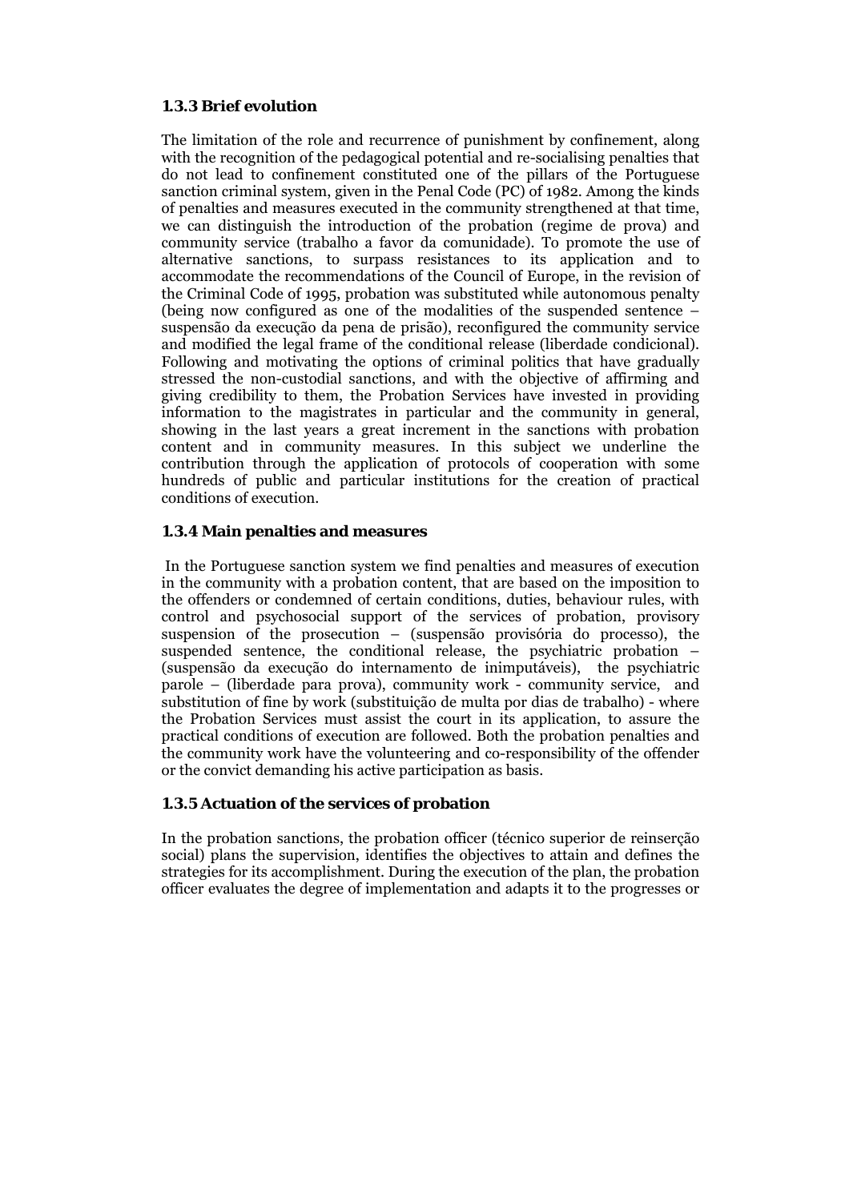### 1.3.3 Brief evolution

The limitation of the role and recurrence of punishment by confinement, along with the recognition of the pedagogical potential and re-socialising penalties that do not lead to confinement constituted one of the pillars of the Portuguese sanction criminal system, given in the Penal Code (PC) of 1982. Among the kinds of penalties and measures executed in the community strengthened at that time, we can distinguish the introduction of the probation (regime de prova) and community service (trabalho a favor da comunidade). To promote the use of alternative sanctions, to surpass resistances to its application and to accommodate the recommendations of the Council of Europe, in the revision of the Criminal Code of 1995, probation was substituted while autonomous penalty (being now configured as one of the modalities of the suspended sentence – suspensão da execução da pena de prisão), reconfigured the community service and modified the legal frame of the conditional release (liberdade condicional). Following and motivating the options of criminal politics that have gradually stressed the non-custodial sanctions, and with the objective of affirming and giving credibility to them, the Probation Services have invested in providing information to the magistrates in particular and the community in general, showing in the last years a great increment in the sanctions with probation content and in community measures. In this subject we underline the contribution through the application of protocols of cooperation with some hundreds of public and particular institutions for the creation of practical conditions of execution.

### 1.3.4 Main penalties and measures

In the Portuguese sanction system we find penalties and measures of execution in the community with a probation content, that are based on the imposition to the offenders or condemned of certain conditions, duties, behaviour rules, with control and psychosocial support of the services of probation, provisory suspension of the prosecution – (suspensão provisória do processo), the suspended sentence, the conditional release, the psychiatric probation – (suspensão da execução do internamento de inimputáveis), the psychiatric parole – (liberdade para prova), community work - community service, and substitution of fine by work (substituição de multa por dias de trabalho) - where the Probation Services must assist the court in its application, to assure the practical conditions of execution are followed. Both the probation penalties and the community work have the volunteering and co-responsibility of the offender or the convict demanding his active participation as basis.

### 1.3.5 Actuation of the services of probation

In the probation sanctions, the probation officer (técnico superior de reinserção social) plans the supervision, identifies the objectives to attain and defines the strategies for its accomplishment. During the execution of the plan, the probation officer evaluates the degree of implementation and adapts it to the progresses or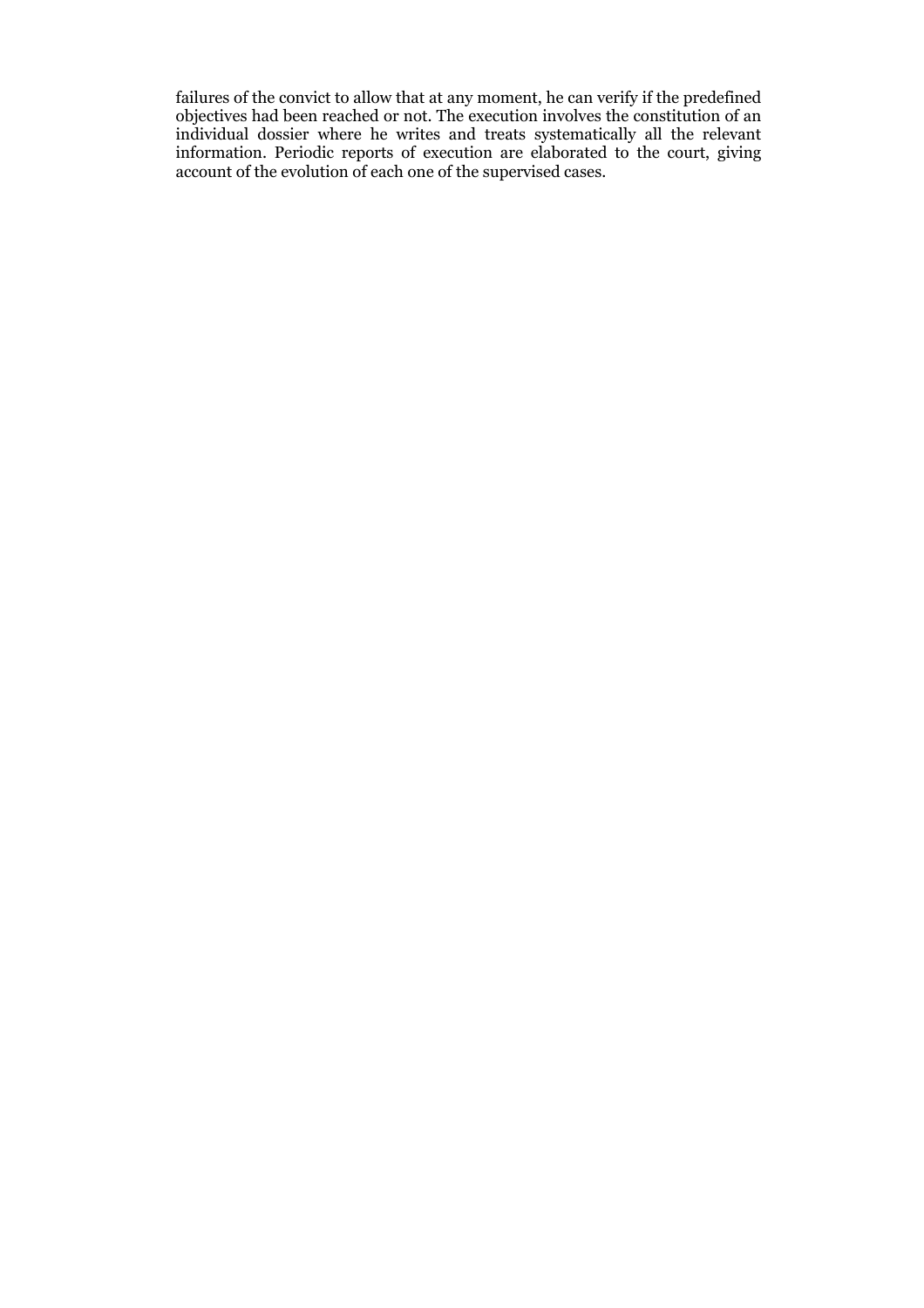failures of the convict to allow that at any moment, he can verify if the predefined objectives had been reached or not. The execution involves the constitution of an individual dossier where he writes and treats systematically all the relevant information. Periodic reports of execution are elaborated to the court, giving account of the evolution of each one of the supervised cases.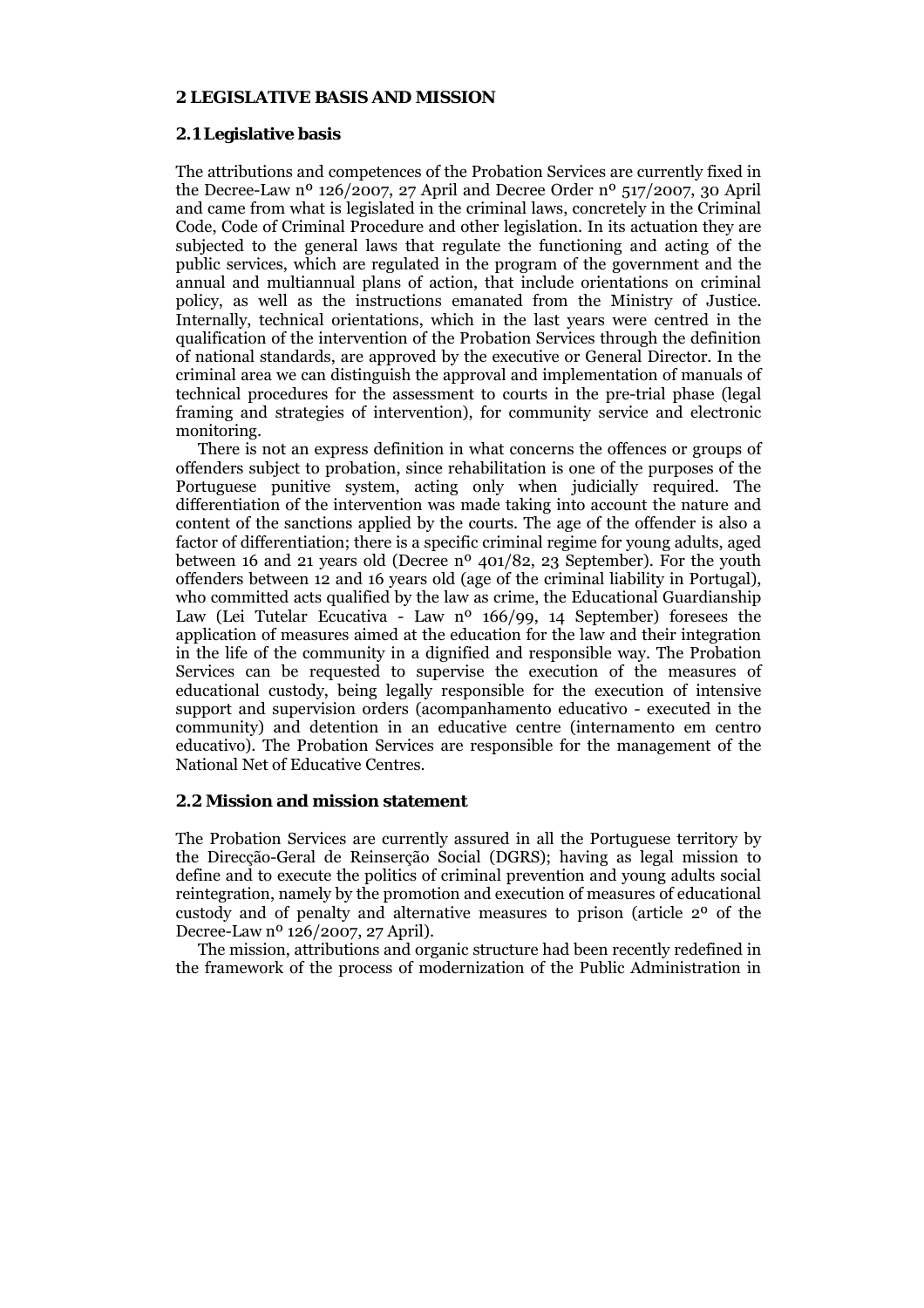# 2 LEGISLATIVE BASIS AND MISSION

## 2.1 Legislative basis

The attributions and competences of the Probation Services are currently fixed in the Decree-Law nº 126/2007, 27 April and Decree Order nº 517/2007, 30 April and came from what is legislated in the criminal laws, concretely in the Criminal Code, Code of Criminal Procedure and other legislation. In its actuation they are subjected to the general laws that regulate the functioning and acting of the public services, which are regulated in the program of the government and the annual and multiannual plans of action, that include orientations on criminal policy, as well as the instructions emanated from the Ministry of Justice. Internally, technical orientations, which in the last years were centred in the qualification of the intervention of the Probation Services through the definition of national standards, are approved by the executive or General Director. In the criminal area we can distinguish the approval and implementation of manuals of technical procedures for the assessment to courts in the pre-trial phase (legal framing and strategies of intervention), for community service and electronic monitoring.

There is not an express definition in what concerns the offences or groups of offenders subject to probation, since rehabilitation is one of the purposes of the Portuguese punitive system, acting only when judicially required. The differentiation of the intervention was made taking into account the nature and content of the sanctions applied by the courts. The age of the offender is also a factor of differentiation; there is a specific criminal regime for young adults, aged between 16 and 21 years old (Decree nº 401/82, 23 September). For the youth offenders between 12 and 16 years old (age of the criminal liability in Portugal), who committed acts qualified by the law as crime, the Educational Guardianship Law (Lei Tutelar Ecucativa - Law nº 166/99, 14 September) foresees the application of measures aimed at the education for the law and their integration in the life of the community in a dignified and responsible way. The Probation Services can be requested to supervise the execution of the measures of educational custody, being legally responsible for the execution of intensive support and supervision orders (acompanhamento educativo - executed in the community) and detention in an educative centre (internamento em centro educativo). The Probation Services are responsible for the management of the National Net of Educative Centres.

## 2.2 Mission and mission statement

The Probation Services are currently assured in all the Portuguese territory by the Direcção-Geral de Reinserção Social (DGRS); having as legal mission to define and to execute the politics of criminal prevention and young adults social reintegration, namely by the promotion and execution of measures of educational custody and of penalty and alternative measures to prison (article 2º of the Decree-Law nº 126/2007, 27 April).

The mission, attributions and organic structure had been recently redefined in the framework of the process of modernization of the Public Administration in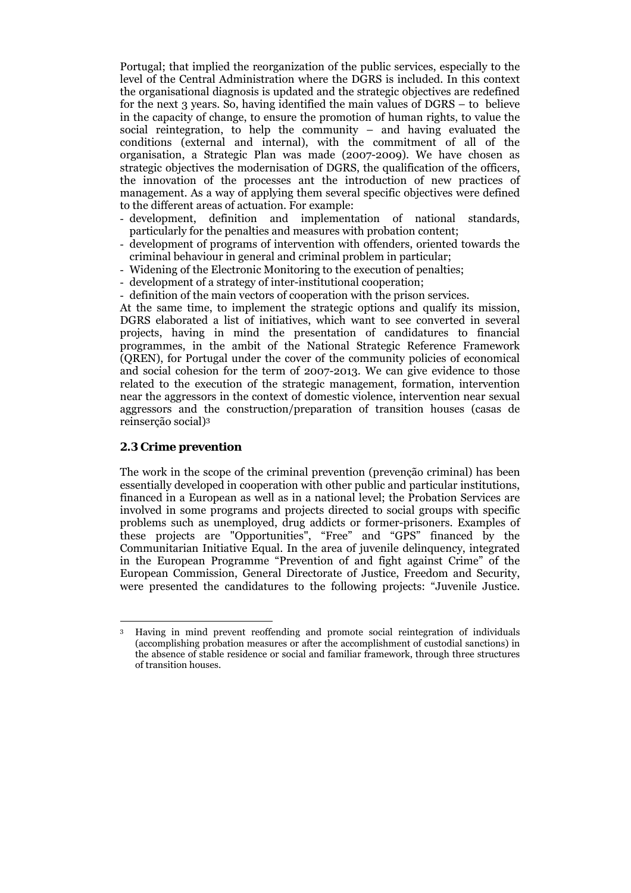Portugal; that implied the reorganization of the public services, especially to the level of the Central Administration where the DGRS is included. In this context the organisational diagnosis is updated and the strategic objectives are redefined for the next 3 years. So, having identified the main values of DGRS – to believe in the capacity of change, to ensure the promotion of human rights, to value the social reintegration, to help the community – and having evaluated the conditions (external and internal), with the commitment of all of the organisation, a Strategic Plan was made (2007-2009). We have chosen as strategic objectives the modernisation of DGRS, the qualification of the officers, the innovation of the processes ant the introduction of new practices of management. As a way of applying them several specific objectives were defined to the different areas of actuation. For example:

- development, definition and implementation of national standards, particularly for the penalties and measures with probation content;
- development of programs of intervention with offenders, oriented towards the criminal behaviour in general and criminal problem in particular;
- Widening of the Electronic Monitoring to the execution of penalties;
- development of a strategy of inter-institutional cooperation;
- definition of the main vectors of cooperation with the prison services.

At the same time, to implement the strategic options and qualify its mission, DGRS elaborated a list of initiatives, which want to see converted in several projects, having in mind the presentation of candidatures to financial programmes, in the ambit of the National Strategic Reference Framework (QREN), for Portugal under the cover of the community policies of economical and social cohesion for the term of 2007-2013. We can give evidence to those related to the execution of the strategic management, formation, intervention near the aggressors in the context of domestic violence, intervention near sexual aggressors and the construction/preparation of transition houses (casas de reinserção social)[3]

### 2.3 Crime prevention

The work in the scope of the criminal prevention (prevenção criminal) has been essentially developed in cooperation with other public and particular institutions, financed in a European as well as in a national level; the Probation Services are involved in some programs and projects directed to social groups with specific problems such as unemployed, drug addicts or former-prisoners. Examples of these projects are "Opportunities", "Free" and "GPS" financed by the Communitarian Initiative Equal. In the area of juvenile delinquency, integrated in the European Programme "Prevention of and fight against Crime" of the European Commission, General Directorate of Justice, Freedom and Security, were presented the candidatures to the following projects: "Juvenile Justice.

---

[3] Having in mind prevent reoffending and promote social reintegration of individuals (accomplishing probation measures or after the accomplishment of custodial sanctions) in the absence of stable residence or social and familiar framework, through three structures of transition houses.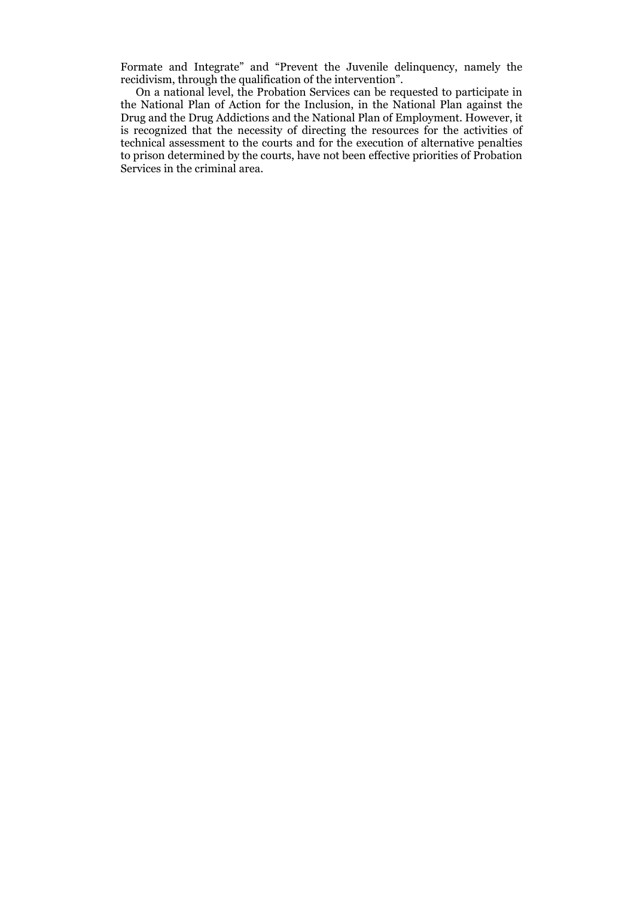Formate and Integrate" and "Prevent the Juvenile delinquency, namely the recidivism, through the qualification of the intervention".

On a national level, the Probation Services can be requested to participate in the National Plan of Action for the Inclusion, in the National Plan against the Drug and the Drug Addictions and the National Plan of Employment. However, it is recognized that the necessity of directing the resources for the activities of technical assessment to the courts and for the execution of alternative penalties to prison determined by the courts, have not been effective priorities of Probation Services in the criminal area.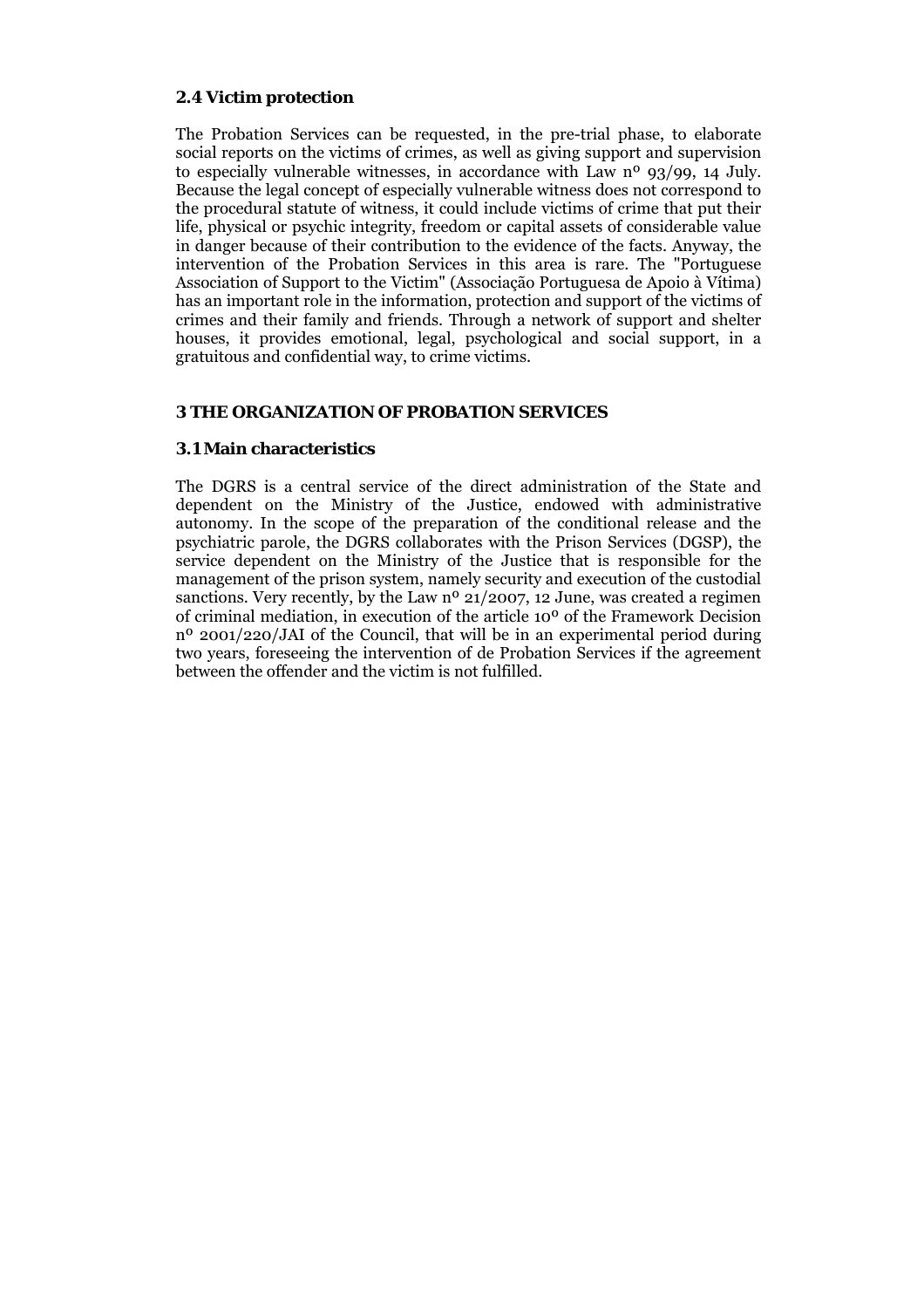### 2.4 Victim protection

The Probation Services can be requested, in the pre-trial phase, to elaborate social reports on the victims of crimes, as well as giving support and supervision to especially vulnerable witnesses, in accordance with Law nº 93/99, 14 July. Because the legal concept of especially vulnerable witness does not correspond to the procedural statute of witness, it could include victims of crime that put their life, physical or psychic integrity, freedom or capital assets of considerable value in danger because of their contribution to the evidence of the facts. Anyway, the intervention of the Probation Services in this area is rare. The "Portuguese Association of Support to the Victim" (Associação Portuguesa de Apoio à Vítima) has an important role in the information, protection and support of the victims of crimes and their family and friends. Through a network of support and shelter houses, it provides emotional, legal, psychological and social support, in a gratuitous and confidential way, to crime victims.

## 3 THE ORGANIZATION OF PROBATION SERVICES

### 3.1 Main characteristics

The DGRS is a central service of the direct administration of the State and dependent on the Ministry of the Justice, endowed with administrative autonomy. In the scope of the preparation of the conditional release and the psychiatric parole, the DGRS collaborates with the Prison Services (DGSP), the service dependent on the Ministry of the Justice that is responsible for the management of the prison system, namely security and execution of the custodial sanctions. Very recently, by the Law nº 21/2007, 12 June, was created a regimen of criminal mediation, in execution of the article 10º of the Framework Decision nº 2001/220/JAI of the Council, that will be in an experimental period during two years, foreseeing the intervention of de Probation Services if the agreement between the offender and the victim is not fulfilled.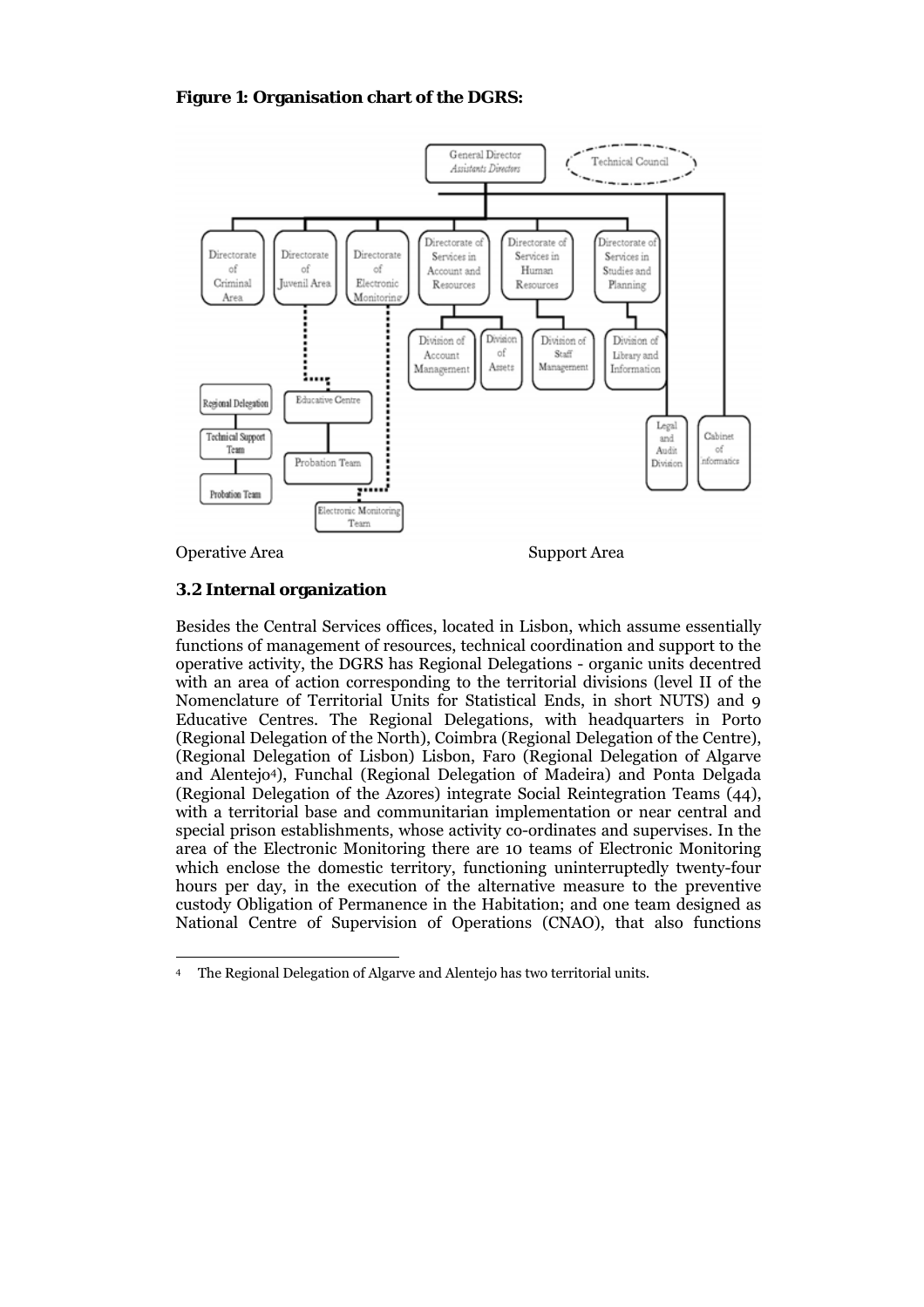**Figure 1: Organisation chart of the DGRS:**

General Director
*Assistants Directors*

Technical Council

Directorate of Criminal Area

Directorate of Juvenil Area

Directorate of Electronic Monitoring

Directorate of Services in Account and Resources

Directorate of Services in Human Resources

Directorate of Services in Studies and Planning

Division of Account Management

Division of Assets

Division of Staff Management

Division of Library and Information

Regional Delegation

Technical Support Team

Probation Team

Educative Centre

Probation Team

Electronic Monitoring Team

Legal and Audit Division

Cabinet of Informatics

Operative Area

Support Area

### 3.2 Internal organization

Besides the Central Services offices, located in Lisbon, which assume essentially functions of management of resources, technical coordination and support to the operative activity, the DGRS has Regional Delegations - organic units decentred with an area of action corresponding to the territorial divisions (level II of the Nomenclature of Territorial Units for Statistical Ends, in short NUTS) and 9 Educative Centres. The Regional Delegations, with headquarters in Porto (Regional Delegation of the North), Coimbra (Regional Delegation of the Centre), (Regional Delegation of Lisbon) Lisbon, Faro (Regional Delegation of Algarve and Alentejo[4]), Funchal (Regional Delegation of Madeira) and Ponta Delgada (Regional Delegation of the Azores) integrate Social Reintegration Teams (44), with a territorial base and communitarian implementation or near central and special prison establishments, whose activity co-ordinates and supervises. In the area of the Electronic Monitoring there are 10 teams of Electronic Monitoring which enclose the domestic territory, functioning uninterruptedly twenty-four hours per day, in the execution of the alternative measure to the preventive custody Obligation of Permanence in the Habitation; and one team designed as National Centre of Supervision of Operations (CNAO), that also functions

[4] The Regional Delegation of Algarve and Alentejo has two territorial units.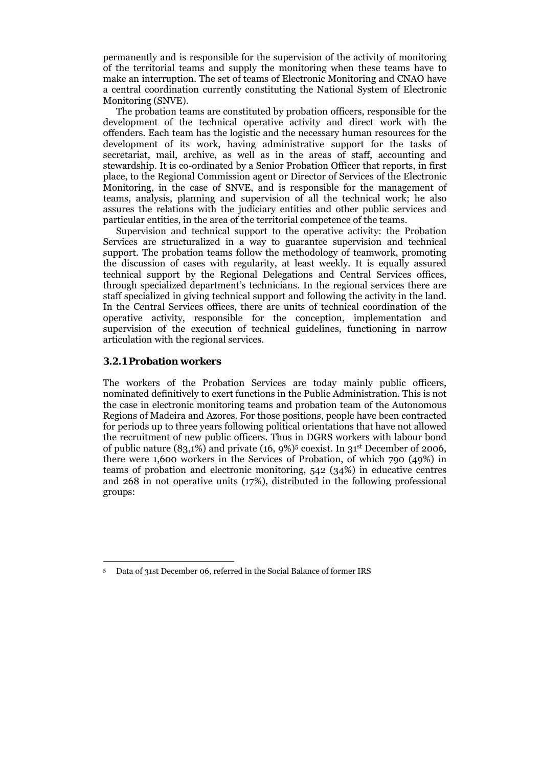permanently and is responsible for the supervision of the activity of monitoring of the territorial teams and supply the monitoring when these teams have to make an interruption. The set of teams of Electronic Monitoring and CNAO have a central coordination currently constituting the National System of Electronic Monitoring (SNVE).

The probation teams are constituted by probation officers, responsible for the development of the technical operative activity and direct work with the offenders. Each team has the logistic and the necessary human resources for the development of its work, having administrative support for the tasks of secretariat, mail, archive, as well as in the areas of staff, accounting and stewardship. It is co-ordinated by a Senior Probation Officer that reports, in first place, to the Regional Commission agent or Director of Services of the Electronic Monitoring, in the case of SNVE, and is responsible for the management of teams, analysis, planning and supervision of all the technical work; he also assures the relations with the judiciary entities and other public services and particular entities, in the area of the territorial competence of the teams.

Supervision and technical support to the operative activity: the Probation Services are structuralized in a way to guarantee supervision and technical support. The probation teams follow the methodology of teamwork, promoting the discussion of cases with regularity, at least weekly. It is equally assured technical support by the Regional Delegations and Central Services offices, through specialized department's technicians. In the regional services there are staff specialized in giving technical support and following the activity in the land. In the Central Services offices, there are units of technical coordination of the operative activity, responsible for the conception, implementation and supervision of the execution of technical guidelines, functioning in narrow articulation with the regional services.

### 3.2.1 Probation workers

The workers of the Probation Services are today mainly public officers, nominated definitively to exert functions in the Public Administration. This is not the case in electronic monitoring teams and probation team of the Autonomous Regions of Madeira and Azores. For those positions, people have been contracted for periods up to three years following political orientations that have not allowed the recruitment of new public officers. Thus in DGRS workers with labour bond of public nature (83,1%) and private (16, 9%)[5] coexist. In 31st December of 2006, there were 1,600 workers in the Services of Probation, of which 790 (49%) in teams of probation and electronic monitoring, 542 (34%) in educative centres and 268 in not operative units (17%), distributed in the following professional groups:

---

[5] Data of 31st December 06, referred in the Social Balance of former IRS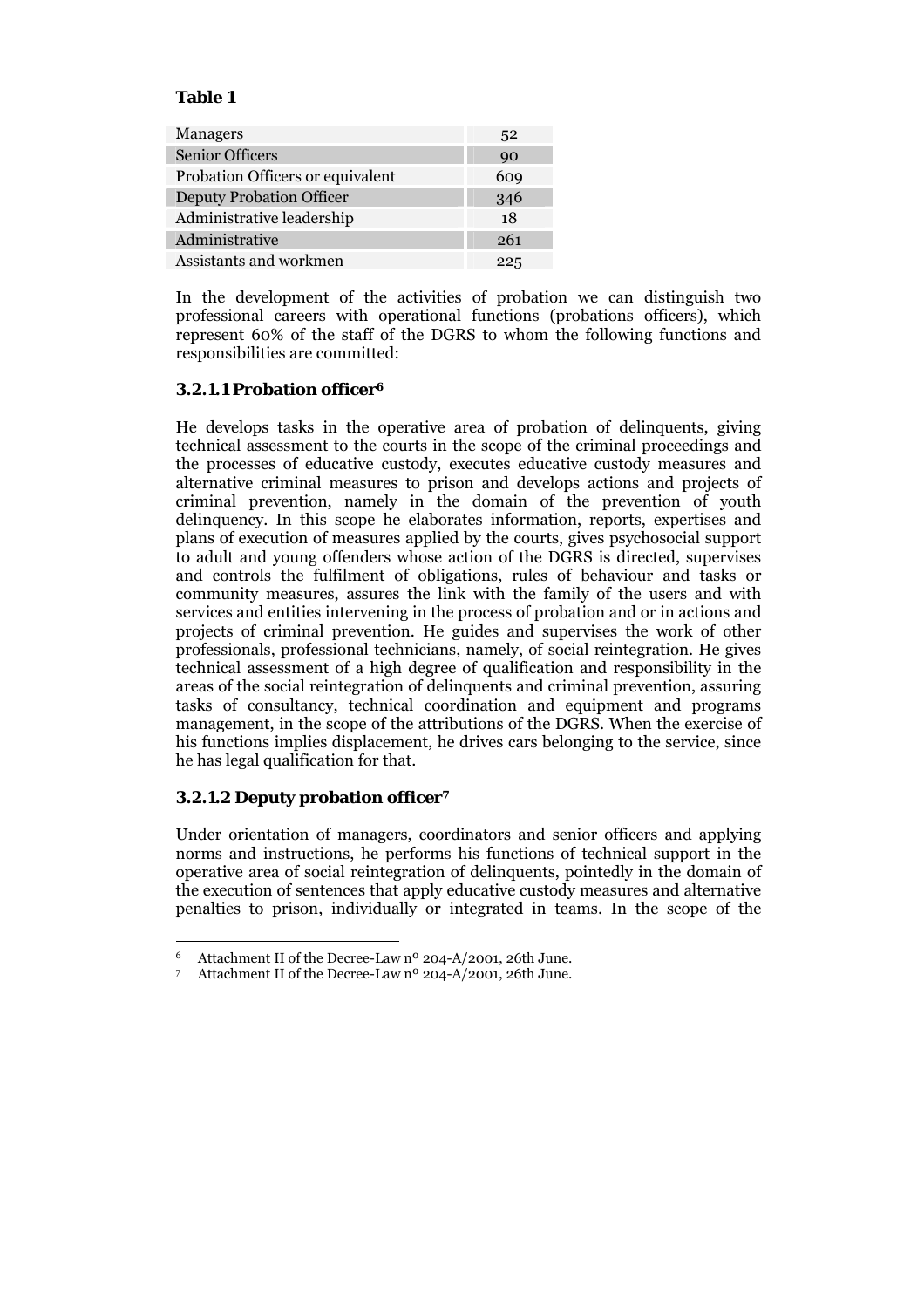**Table 1**

| | |
|---|---|
| Managers | 52 |
| Senior Officers | 90 |
| Probation Officers or equivalent | 609 |
| Deputy Probation Officer | 346 |
| Administrative leadership | 18 |
| Administrative | 261 |
| Assistants and workmen | 225 |

In the development of the activities of probation we can distinguish two professional careers with operational functions (probations officers), which represent 60% of the staff of the DGRS to whom the following functions and responsibilities are committed:

### 3.2.1.1 Probation officer[6]

He develops tasks in the operative area of probation of delinquents, giving technical assessment to the courts in the scope of the criminal proceedings and the processes of educative custody, executes educative custody measures and alternative criminal measures to prison and develops actions and projects of criminal prevention, namely in the domain of the prevention of youth delinquency. In this scope he elaborates information, reports, expertises and plans of execution of measures applied by the courts, gives psychosocial support to adult and young offenders whose action of the DGRS is directed, supervises and controls the fulfilment of obligations, rules of behaviour and tasks or community measures, assures the link with the family of the users and with services and entities intervening in the process of probation and or in actions and projects of criminal prevention. He guides and supervises the work of other professionals, professional technicians, namely, of social reintegration. He gives technical assessment of a high degree of qualification and responsibility in the areas of the social reintegration of delinquents and criminal prevention, assuring tasks of consultancy, technical coordination and equipment and programs management, in the scope of the attributions of the DGRS. When the exercise of his functions implies displacement, he drives cars belonging to the service, since he has legal qualification for that.

### 3.2.1.2 Deputy probation officer[7]

Under orientation of managers, coordinators and senior officers and applying norms and instructions, he performs his functions of technical support in the operative area of social reintegration of delinquents, pointedly in the domain of the execution of sentences that apply educative custody measures and alternative penalties to prison, individually or integrated in teams. In the scope of the

---

[6] Attachment II of the Decree-Law nº 204-A/2001, 26th June.
[7] Attachment II of the Decree-Law nº 204-A/2001, 26th June.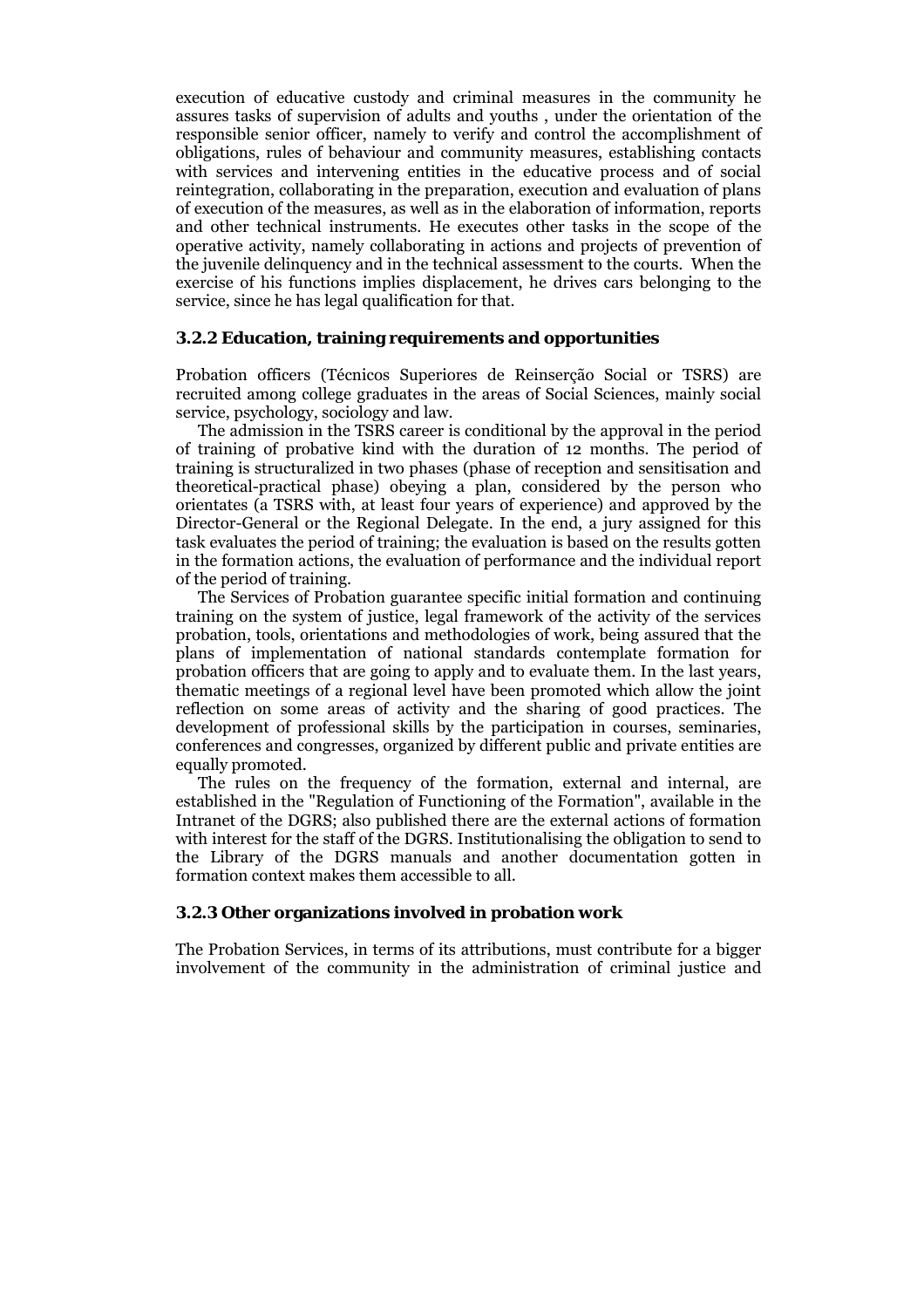execution of educative custody and criminal measures in the community he assures tasks of supervision of adults and youths , under the orientation of the responsible senior officer, namely to verify and control the accomplishment of obligations, rules of behaviour and community measures, establishing contacts with services and intervening entities in the educative process and of social reintegration, collaborating in the preparation, execution and evaluation of plans of execution of the measures, as well as in the elaboration of information, reports and other technical instruments. He executes other tasks in the scope of the operative activity, namely collaborating in actions and projects of prevention of the juvenile delinquency and in the technical assessment to the courts. When the exercise of his functions implies displacement, he drives cars belonging to the service, since he has legal qualification for that.

### 3.2.2 Education, training requirements and opportunities

Probation officers (Técnicos Superiores de Reinserção Social or TSRS) are recruited among college graduates in the areas of Social Sciences, mainly social service, psychology, sociology and law.

The admission in the TSRS career is conditional by the approval in the period of training of probative kind with the duration of 12 months. The period of training is structuralized in two phases (phase of reception and sensitisation and theoretical-practical phase) obeying a plan, considered by the person who orientates (a TSRS with, at least four years of experience) and approved by the Director-General or the Regional Delegate. In the end, a jury assigned for this task evaluates the period of training; the evaluation is based on the results gotten in the formation actions, the evaluation of performance and the individual report of the period of training.

The Services of Probation guarantee specific initial formation and continuing training on the system of justice, legal framework of the activity of the services probation, tools, orientations and methodologies of work, being assured that the plans of implementation of national standards contemplate formation for probation officers that are going to apply and to evaluate them. In the last years, thematic meetings of a regional level have been promoted which allow the joint reflection on some areas of activity and the sharing of good practices. The development of professional skills by the participation in courses, seminaries, conferences and congresses, organized by different public and private entities are equally promoted.

The rules on the frequency of the formation, external and internal, are established in the "Regulation of Functioning of the Formation", available in the Intranet of the DGRS; also published there are the external actions of formation with interest for the staff of the DGRS. Institutionalising the obligation to send to the Library of the DGRS manuals and another documentation gotten in formation context makes them accessible to all.

### 3.2.3 Other organizations involved in probation work

The Probation Services, in terms of its attributions, must contribute for a bigger involvement of the community in the administration of criminal justice and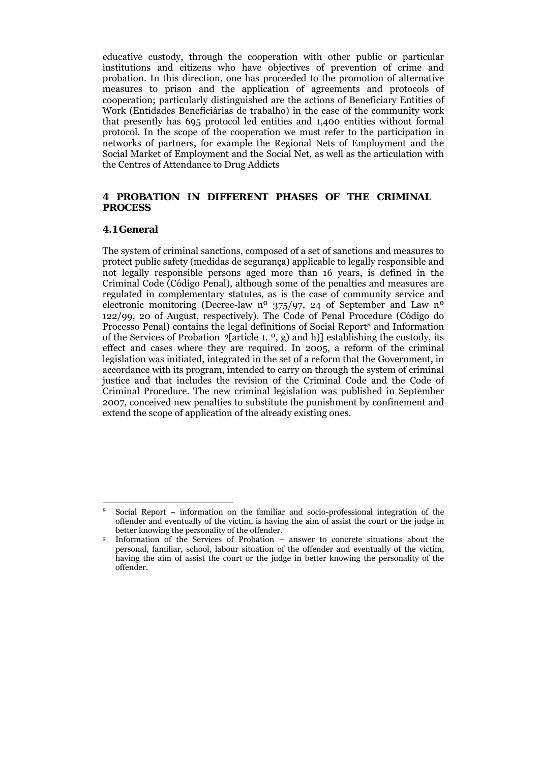educative custody, through the cooperation with other public or particular institutions and citizens who have objectives of prevention of crime and probation. In this direction, one has proceeded to the promotion of alternative measures to prison and the application of agreements and protocols of cooperation; particularly distinguished are the actions of Beneficiary Entities of Work (Entidades Beneficiárias de trabalho) in the case of the community work that presently has 695 protocol led entities and 1,400 entities without formal protocol. In the scope of the cooperation we must refer to the participation in networks of partners, for example the Regional Nets of Employment and the Social Market of Employment and the Social Net, as well as the articulation with the Centres of Attendance to Drug Addicts

## 4 PROBATION IN DIFFERENT PHASES OF THE CRIMINAL PROCESS

### 4.1 General

The system of criminal sanctions, composed of a set of sanctions and measures to protect public safety (medidas de segurança) applicable to legally responsible and not legally responsible persons aged more than 16 years, is defined in the Criminal Code (Código Penal), although some of the penalties and measures are regulated in complementary statutes, as is the case of community service and electronic monitoring (Decree-law nº 375/97, 24 of September and Law nº 122/99, 20 of August, respectively). The Code of Penal Procedure (Código do Processo Penal) contains the legal definitions of Social Report[8] and Information of the Services of Probation [9][article 1. º, g) and h)] establishing the custody, its effect and cases where they are required. In 2005, a reform of the criminal legislation was initiated, integrated in the set of a reform that the Government, in accordance with its program, intended to carry on through the system of criminal justice and that includes the revision of the Criminal Code and the Code of Criminal Procedure. The new criminal legislation was published in September 2007, conceived new penalties to substitute the punishment by confinement and extend the scope of application of the already existing ones.

---

[8] Social Report – information on the familiar and socio-professional integration of the offender and eventually of the victim, is having the aim of assist the court or the judge in better knowing the personality of the offender.

[9] Information of the Services of Probation – answer to concrete situations about the personal, familiar, school, labour situation of the offender and eventually of the victim, having the aim of assist the court or the judge in better knowing the personality of the offender.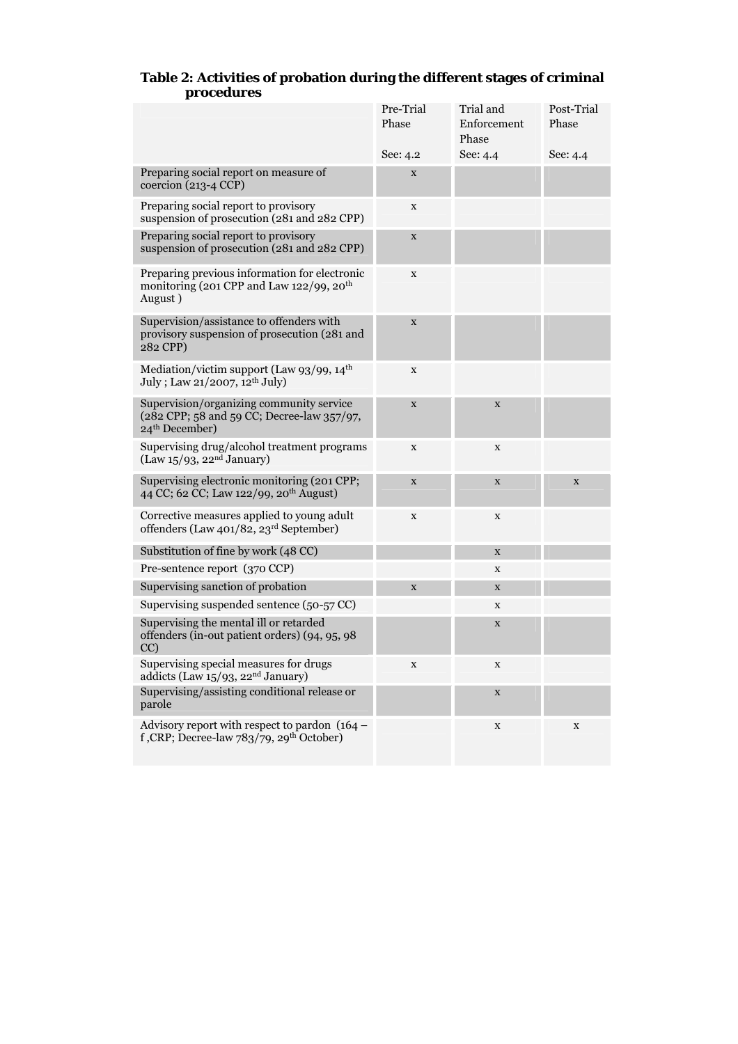**Table 2: Activities of probation during the different stages of criminal procedures**

| | Pre-Trial Phase<br><br>See: 4.2 | Trial and Enforcement Phase<br>See: 4.4 | Post-Trial Phase<br><br>See: 4.4 |
|---|---|---|---|
| Preparing social report on measure of coercion (213-4 CCP) | x | | |
| Preparing social report to provisory suspension of prosecution (281 and 282 CPP) | x | | |
| Preparing social report to provisory suspension of prosecution (281 and 282 CPP) | x | | |
| Preparing previous information for electronic monitoring (201 CPP and Law 122/99, 20th August ) | x | | |
| Supervision/assistance to offenders with provisory suspension of prosecution (281 and 282 CPP) | x | | |
| Mediation/victim support (Law 93/99, 14th July ; Law 21/2007, 12th July) | x | | |
| Supervision/organizing community service (282 CPP; 58 and 59 CC; Decree-law 357/97, 24th December) | x | x | |
| Supervising drug/alcohol treatment programs (Law 15/93, 22nd January) | x | x | |
| Supervising electronic monitoring (201 CPP; 44 CC; 62 CC; Law 122/99, 20th August) | x | x | x |
| Corrective measures applied to young adult offenders (Law 401/82, 23rd September) | x | x | |
| Substitution of fine by work (48 CC) | | x | |
| Pre-sentence report (370 CCP) | | x | |
| Supervising sanction of probation | x | x | |
| Supervising suspended sentence (50-57 CC) | | x | |
| Supervising the mental ill or retarded offenders (in-out patient orders) (94, 95, 98 CC) | | x | |
| Supervising special measures for drugs addicts (Law 15/93, 22nd January) | x | x | |
| Supervising/assisting conditional release or parole | | x | |
| Advisory report with respect to pardon (164 – f ,CRP; Decree-law 783/79, 29th October) | | x | x |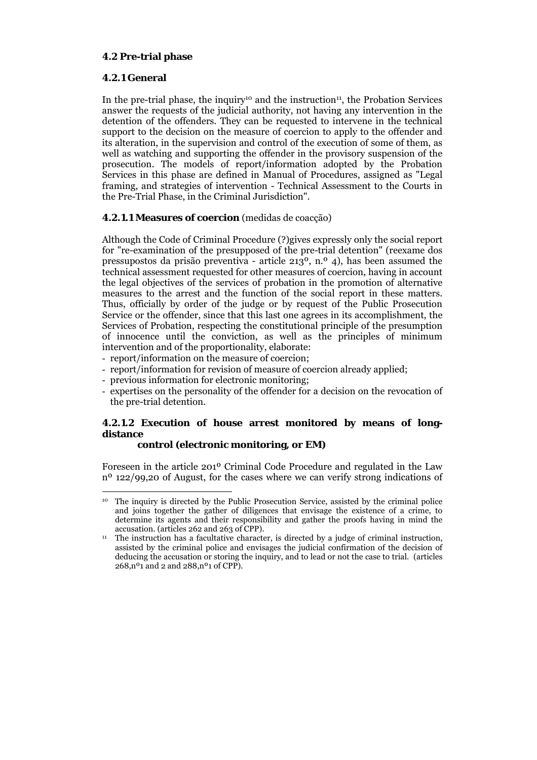## 4.2 Pre-trial phase

### 4.2.1 General

In the pre-trial phase, the inquiry[10] and the instruction[11], the Probation Services answer the requests of the judicial authority, not having any intervention in the detention of the offenders. They can be requested to intervene in the technical support to the decision on the measure of coercion to apply to the offender and its alteration, in the supervision and control of the execution of some of them, as well as watching and supporting the offender in the provisory suspension of the prosecution. The models of report/information adopted by the Probation Services in this phase are defined in Manual of Procedures, assigned as "Legal framing, and strategies of intervention - Technical Assessment to the Courts in the Pre-Trial Phase, in the Criminal Jurisdiction".

#### 4.2.1.1 Measures of coercion (medidas de coacção)

Although the Code of Criminal Procedure (?)gives expressly only the social report for "re-examination of the presupposed of the pre-trial detention" (reexame dos pressupostos da prisão preventiva - article 213º, n.º 4), has been assumed the technical assessment requested for other measures of coercion, having in account the legal objectives of the services of probation in the promotion of alternative measures to the arrest and the function of the social report in these matters. Thus, officially by order of the judge or by request of the Public Prosecution Service or the offender, since that this last one agrees in its accomplishment, the Services of Probation, respecting the constitutional principle of the presumption of innocence until the conviction, as well as the principles of minimum intervention and of the proportionality, elaborate:

- report/information on the measure of coercion;
- report/information for revision of measure of coercion already applied;
- previous information for electronic monitoring;
- expertises on the personality of the offender for a decision on the revocation of the pre-trial detention.

#### 4.2.1.2 Execution of house arrest monitored by means of long-distance control (electronic monitoring, or EM)

Foreseen in the article 201º Criminal Code Procedure and regulated in the Law nº 122/99,20 of August, for the cases where we can verify strong indications of

---

[10] The inquiry is directed by the Public Prosecution Service, assisted by the criminal police and joins together the gather of diligences that envisage the existence of a crime, to determine its agents and their responsibility and gather the proofs having in mind the accusation. (articles 262 and 263 of CPP).

[11] The instruction has a facultative character, is directed by a judge of criminal instruction, assisted by the criminal police and envisages the judicial confirmation of the decision of deducing the accusation or storing the inquiry, and to lead or not the case to trial. (articles 268,nº1 and 2 and 288,nº1 of CPP).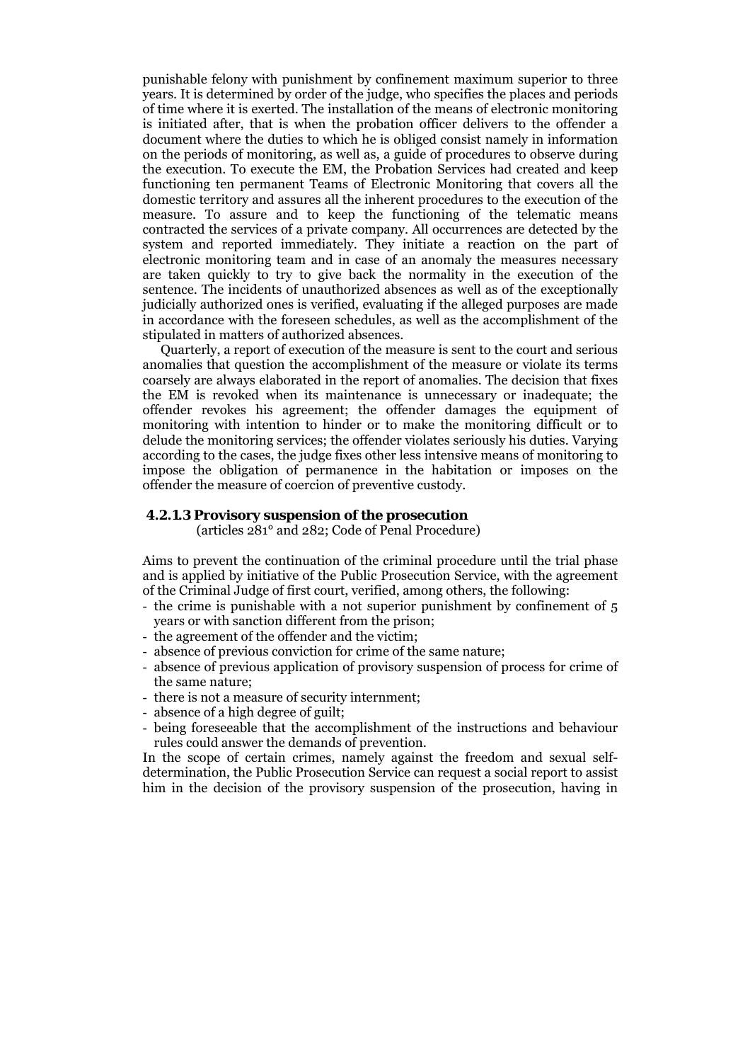punishable felony with punishment by confinement maximum superior to three years. It is determined by order of the judge, who specifies the places and periods of time where it is exerted. The installation of the means of electronic monitoring is initiated after, that is when the probation officer delivers to the offender a document where the duties to which he is obliged consist namely in information on the periods of monitoring, as well as, a guide of procedures to observe during the execution. To execute the EM, the Probation Services had created and keep functioning ten permanent Teams of Electronic Monitoring that covers all the domestic territory and assures all the inherent procedures to the execution of the measure. To assure and to keep the functioning of the telematic means contracted the services of a private company. All occurrences are detected by the system and reported immediately. They initiate a reaction on the part of electronic monitoring team and in case of an anomaly the measures necessary are taken quickly to try to give back the normality in the execution of the sentence. The incidents of unauthorized absences as well as of the exceptionally judicially authorized ones is verified, evaluating if the alleged purposes are made in accordance with the foreseen schedules, as well as the accomplishment of the stipulated in matters of authorized absences.

Quarterly, a report of execution of the measure is sent to the court and serious anomalies that question the accomplishment of the measure or violate its terms coarsely are always elaborated in the report of anomalies. The decision that fixes the EM is revoked when its maintenance is unnecessary or inadequate; the offender revokes his agreement; the offender damages the equipment of monitoring with intention to hinder or to make the monitoring difficult or to delude the monitoring services; the offender violates seriously his duties. Varying according to the cases, the judge fixes other less intensive means of monitoring to impose the obligation of permanence in the habitation or imposes on the offender the measure of coercion of preventive custody.

#### 4.2.1.3 Provisory suspension of the prosecution

(articles 281º and 282; Code of Penal Procedure)

Aims to prevent the continuation of the criminal procedure until the trial phase and is applied by initiative of the Public Prosecution Service, with the agreement of the Criminal Judge of first court, verified, among others, the following:

- the crime is punishable with a not superior punishment by confinement of 5 years or with sanction different from the prison;
- the agreement of the offender and the victim;
- absence of previous conviction for crime of the same nature;
- absence of previous application of provisory suspension of process for crime of the same nature;
- there is not a measure of security internment;
- absence of a high degree of guilt;
- being foreseeable that the accomplishment of the instructions and behaviour rules could answer the demands of prevention.

In the scope of certain crimes, namely against the freedom and sexual self-determination, the Public Prosecution Service can request a social report to assist him in the decision of the provisory suspension of the prosecution, having in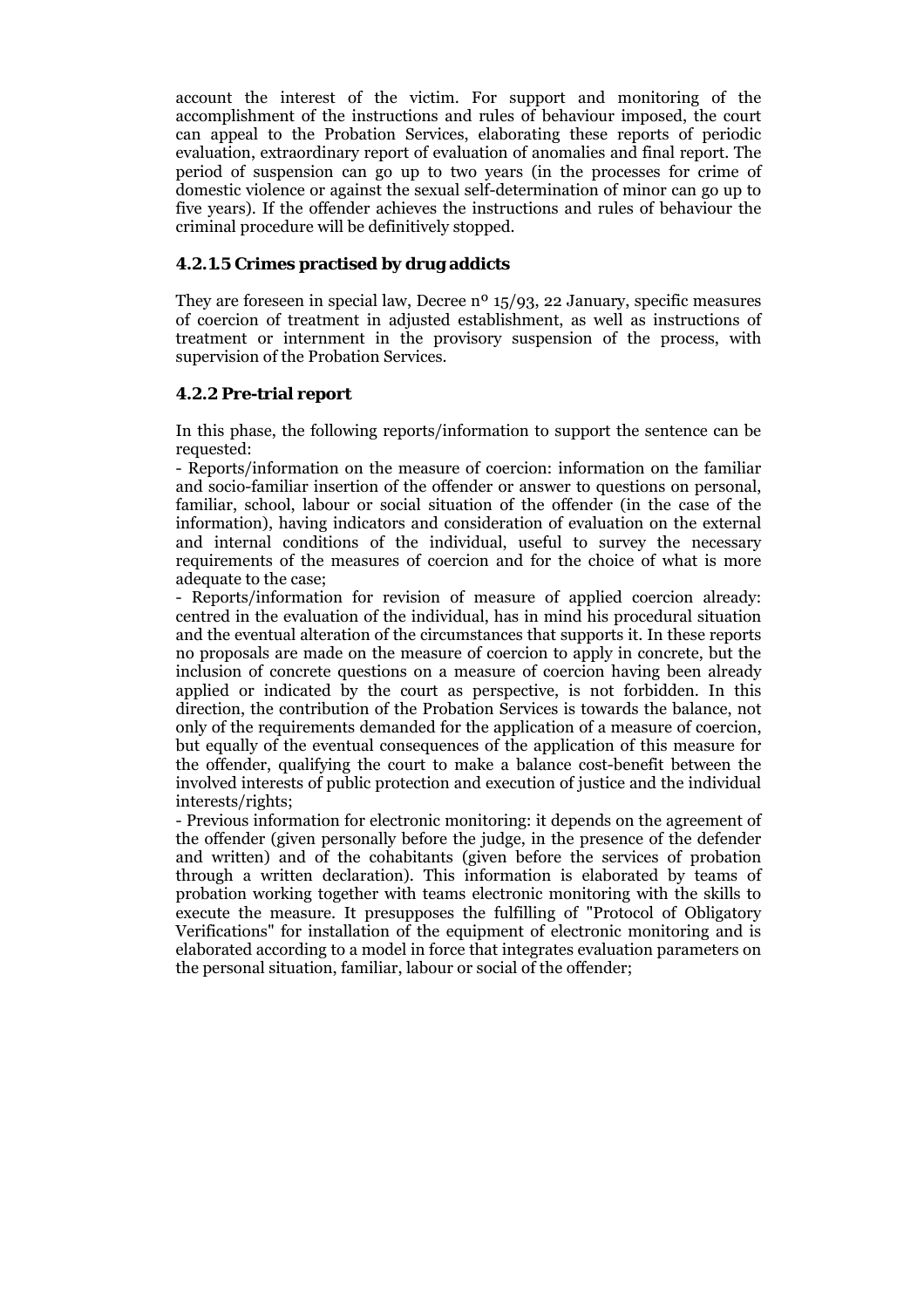account the interest of the victim. For support and monitoring of the accomplishment of the instructions and rules of behaviour imposed, the court can appeal to the Probation Services, elaborating these reports of periodic evaluation, extraordinary report of evaluation of anomalies and final report. The period of suspension can go up to two years (in the processes for crime of domestic violence or against the sexual self-determination of minor can go up to five years). If the offender achieves the instructions and rules of behaviour the criminal procedure will be definitively stopped.

### 4.2.1.5 Crimes practised by drug addicts

They are foreseen in special law, Decree nº 15/93, 22 January, specific measures of coercion of treatment in adjusted establishment, as well as instructions of treatment or internment in the provisory suspension of the process, with supervision of the Probation Services.

### 4.2.2 Pre-trial report

In this phase, the following reports/information to support the sentence can be requested:

- Reports/information on the measure of coercion: information on the familiar and socio-familiar insertion of the offender or answer to questions on personal, familiar, school, labour or social situation of the offender (in the case of the information), having indicators and consideration of evaluation on the external and internal conditions of the individual, useful to survey the necessary requirements of the measures of coercion and for the choice of what is more adequate to the case;
- Reports/information for revision of measure of applied coercion already: centred in the evaluation of the individual, has in mind his procedural situation and the eventual alteration of the circumstances that supports it. In these reports no proposals are made on the measure of coercion to apply in concrete, but the inclusion of concrete questions on a measure of coercion having been already applied or indicated by the court as perspective, is not forbidden. In this direction, the contribution of the Probation Services is towards the balance, not only of the requirements demanded for the application of a measure of coercion, but equally of the eventual consequences of the application of this measure for the offender, qualifying the court to make a balance cost-benefit between the involved interests of public protection and execution of justice and the individual interests/rights;
- Previous information for electronic monitoring: it depends on the agreement of the offender (given personally before the judge, in the presence of the defender and written) and of the cohabitants (given before the services of probation through a written declaration). This information is elaborated by teams of probation working together with teams electronic monitoring with the skills to execute the measure. It presupposes the fulfilling of "Protocol of Obligatory Verifications" for installation of the equipment of electronic monitoring and is elaborated according to a model in force that integrates evaluation parameters on the personal situation, familiar, labour or social of the offender;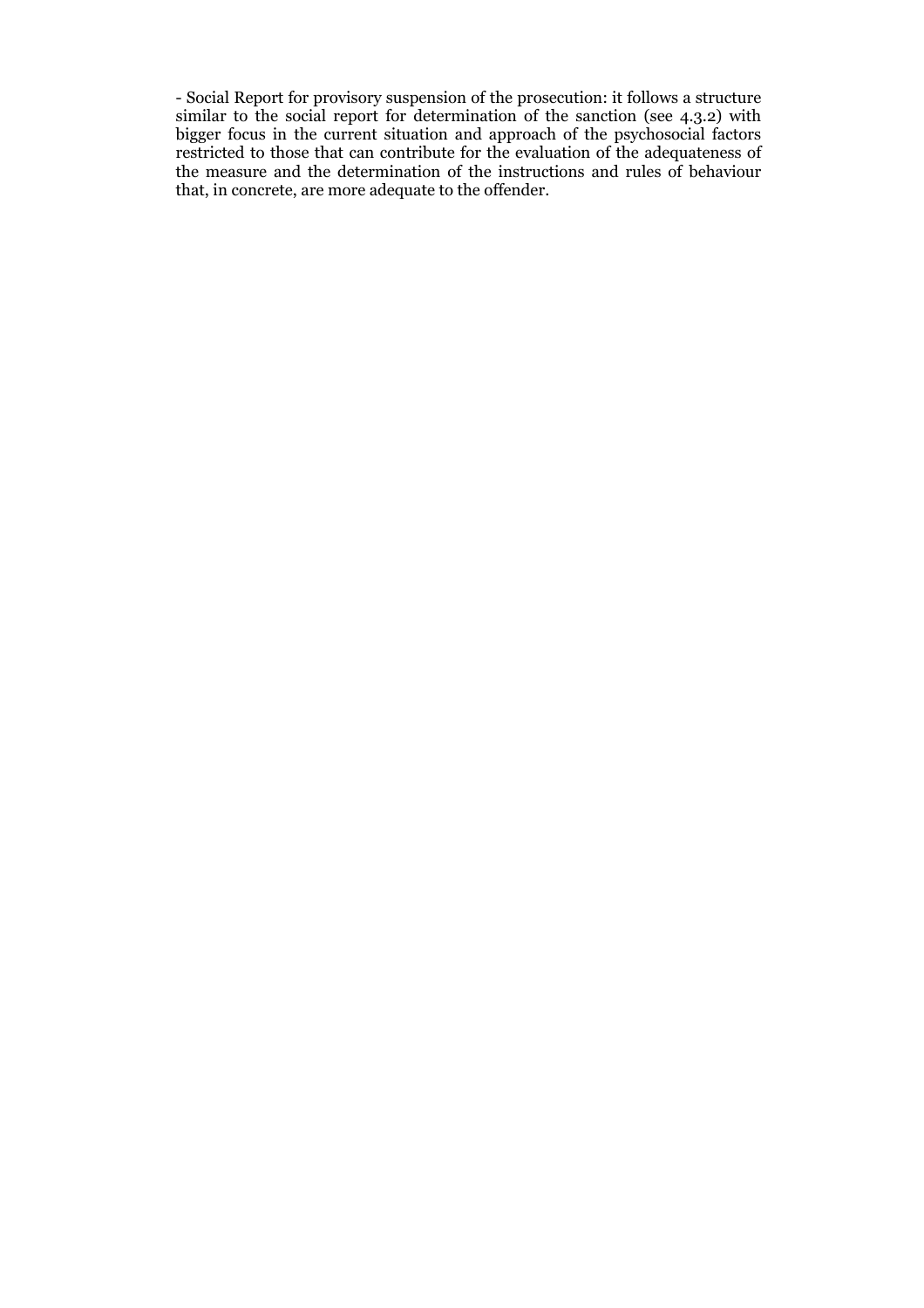- Social Report for provisory suspension of the prosecution: it follows a structure similar to the social report for determination of the sanction (see 4.3.2) with bigger focus in the current situation and approach of the psychosocial factors restricted to those that can contribute for the evaluation of the adequateness of the measure and the determination of the instructions and rules of behaviour that, in concrete, are more adequate to the offender.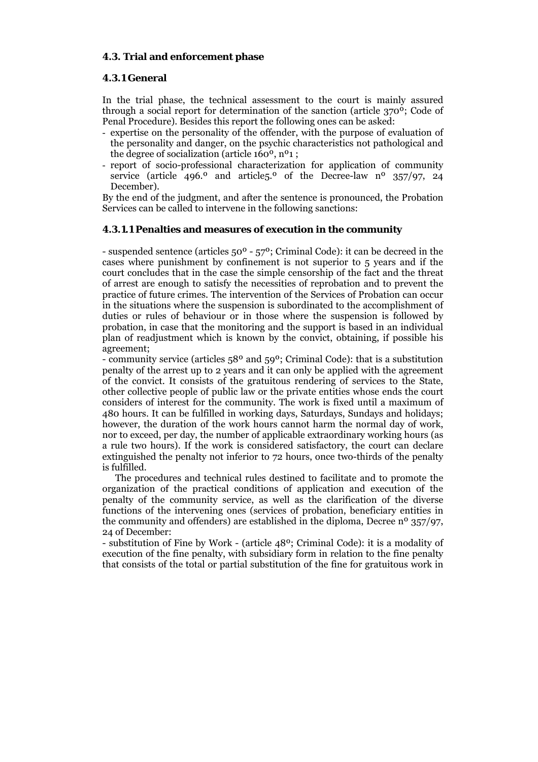### 4.3. Trial and enforcement phase

#### 4.3.1 General

In the trial phase, the technical assessment to the court is mainly assured through a social report for determination of the sanction (article 370º; Code of Penal Procedure). Besides this report the following ones can be asked:

- expertise on the personality of the offender, with the purpose of evaluation of the personality and danger, on the psychic characteristics not pathological and the degree of socialization (article 160º, nº1 ;
- report of socio-professional characterization for application of community service (article 496.º and article5.º of the Decree-law nº 357/97, 24 December).

By the end of the judgment, and after the sentence is pronounced, the Probation Services can be called to intervene in the following sanctions:

#### 4.3.1.1 Penalties and measures of execution in the community

- suspended sentence (articles 50º - 57º; Criminal Code): it can be decreed in the cases where punishment by confinement is not superior to 5 years and if the court concludes that in the case the simple censorship of the fact and the threat of arrest are enough to satisfy the necessities of reprobation and to prevent the practice of future crimes. The intervention of the Services of Probation can occur in the situations where the suspension is subordinated to the accomplishment of duties or rules of behaviour or in those where the suspension is followed by probation, in case that the monitoring and the support is based in an individual plan of readjustment which is known by the convict, obtaining, if possible his agreement;

- community service (articles 58º and 59º; Criminal Code): that is a substitution penalty of the arrest up to 2 years and it can only be applied with the agreement of the convict. It consists of the gratuitous rendering of services to the State, other collective people of public law or the private entities whose ends the court considers of interest for the community. The work is fixed until a maximum of 480 hours. It can be fulfilled in working days, Saturdays, Sundays and holidays; however, the duration of the work hours cannot harm the normal day of work, nor to exceed, per day, the number of applicable extraordinary working hours (as a rule two hours). If the work is considered satisfactory, the court can declare extinguished the penalty not inferior to 72 hours, once two-thirds of the penalty is fulfilled.

The procedures and technical rules destined to facilitate and to promote the organization of the practical conditions of application and execution of the penalty of the community service, as well as the clarification of the diverse functions of the intervening ones (services of probation, beneficiary entities in the community and offenders) are established in the diploma, Decree nº 357/97, 24 of December:

- substitution of Fine by Work - (article 48º; Criminal Code): it is a modality of execution of the fine penalty, with subsidiary form in relation to the fine penalty that consists of the total or partial substitution of the fine for gratuitous work in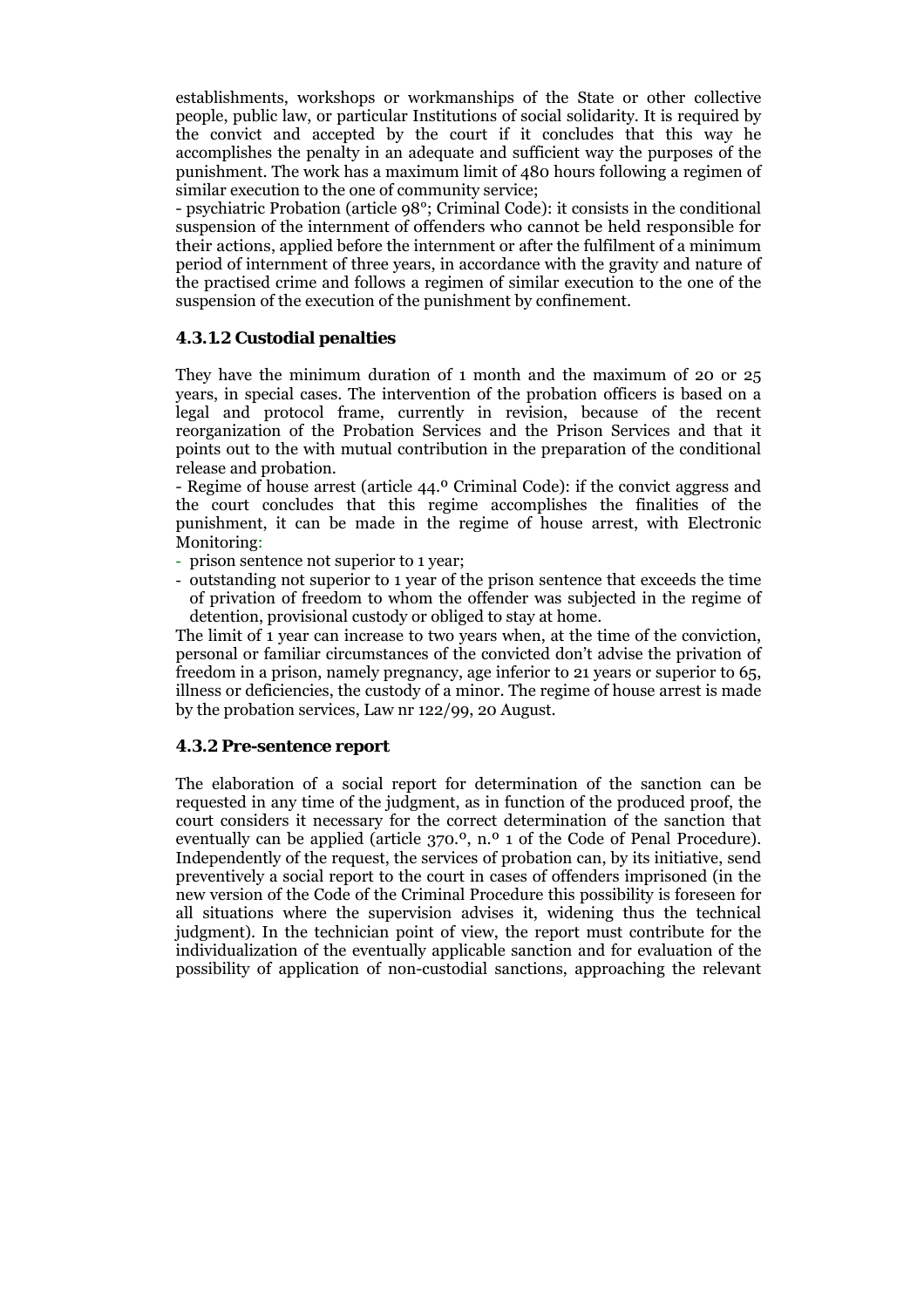establishments, workshops or workmanships of the State or other collective people, public law, or particular Institutions of social solidarity. It is required by the convict and accepted by the court if it concludes that this way he accomplishes the penalty in an adequate and sufficient way the purposes of the punishment. The work has a maximum limit of 480 hours following a regimen of similar execution to the one of community service;

- psychiatric Probation (article 98°; Criminal Code): it consists in the conditional suspension of the internment of offenders who cannot be held responsible for their actions, applied before the internment or after the fulfilment of a minimum period of internment of three years, in accordance with the gravity and nature of the practised crime and follows a regimen of similar execution to the one of the suspension of the execution of the punishment by confinement.

### 4.3.1.2 Custodial penalties

They have the minimum duration of 1 month and the maximum of 20 or 25 years, in special cases. The intervention of the probation officers is based on a legal and protocol frame, currently in revision, because of the recent reorganization of the Probation Services and the Prison Services and that it points out to the with mutual contribution in the preparation of the conditional release and probation.

- Regime of house arrest (article 44.º Criminal Code): if the convict aggress and the court concludes that this regime accomplishes the finalities of the punishment, it can be made in the regime of house arrest, with Electronic Monitoring:

- prison sentence not superior to 1 year;
- outstanding not superior to 1 year of the prison sentence that exceeds the time of privation of freedom to whom the offender was subjected in the regime of detention, provisional custody or obliged to stay at home.

The limit of 1 year can increase to two years when, at the time of the conviction, personal or familiar circumstances of the convicted don't advise the privation of freedom in a prison, namely pregnancy, age inferior to 21 years or superior to 65, illness or deficiencies, the custody of a minor. The regime of house arrest is made by the probation services, Law nr 122/99, 20 August.

### 4.3.2 Pre-sentence report

The elaboration of a social report for determination of the sanction can be requested in any time of the judgment, as in function of the produced proof, the court considers it necessary for the correct determination of the sanction that eventually can be applied (article 370.º, n.º 1 of the Code of Penal Procedure). Independently of the request, the services of probation can, by its initiative, send preventively a social report to the court in cases of offenders imprisoned (in the new version of the Code of the Criminal Procedure this possibility is foreseen for all situations where the supervision advises it, widening thus the technical judgment). In the technician point of view, the report must contribute for the individualization of the eventually applicable sanction and for evaluation of the possibility of application of non-custodial sanctions, approaching the relevant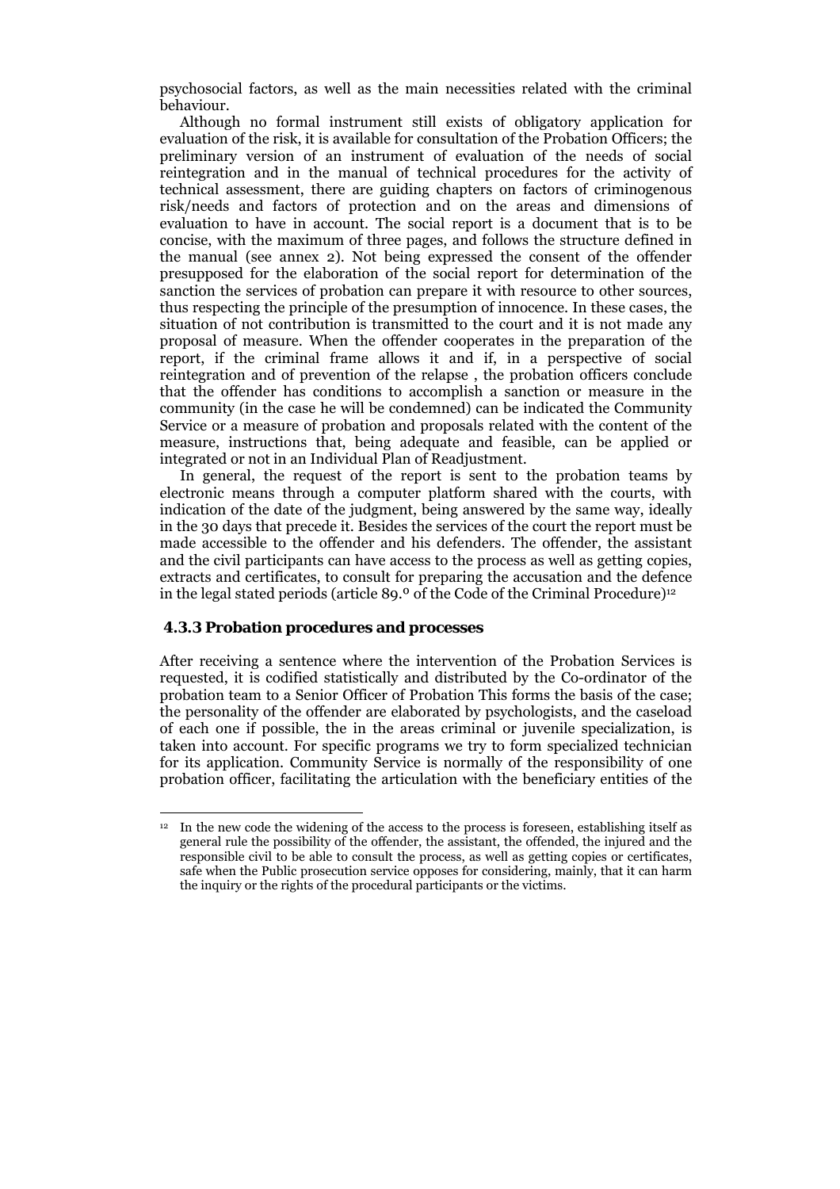psychosocial factors, as well as the main necessities related with the criminal behaviour.

Although no formal instrument still exists of obligatory application for evaluation of the risk, it is available for consultation of the Probation Officers; the preliminary version of an instrument of evaluation of the needs of social reintegration and in the manual of technical procedures for the activity of technical assessment, there are guiding chapters on factors of criminogenous risk/needs and factors of protection and on the areas and dimensions of evaluation to have in account. The social report is a document that is to be concise, with the maximum of three pages, and follows the structure defined in the manual (see annex 2). Not being expressed the consent of the offender presupposed for the elaboration of the social report for determination of the sanction the services of probation can prepare it with resource to other sources, thus respecting the principle of the presumption of innocence. In these cases, the situation of not contribution is transmitted to the court and it is not made any proposal of measure. When the offender cooperates in the preparation of the report, if the criminal frame allows it and if, in a perspective of social reintegration and of prevention of the relapse , the probation officers conclude that the offender has conditions to accomplish a sanction or measure in the community (in the case he will be condemned) can be indicated the Community Service or a measure of probation and proposals related with the content of the measure, instructions that, being adequate and feasible, can be applied or integrated or not in an Individual Plan of Readjustment.

In general, the request of the report is sent to the probation teams by electronic means through a computer platform shared with the courts, with indication of the date of the judgment, being answered by the same way, ideally in the 30 days that precede it. Besides the services of the court the report must be made accessible to the offender and his defenders. The offender, the assistant and the civil participants can have access to the process as well as getting copies, extracts and certificates, to consult for preparing the accusation and the defence in the legal stated periods (article 89.º of the Code of the Criminal Procedure)[12]

### 4.3.3 Probation procedures and processes

After receiving a sentence where the intervention of the Probation Services is requested, it is codified statistically and distributed by the Co-ordinator of the probation team to a Senior Officer of Probation This forms the basis of the case; the personality of the offender are elaborated by psychologists, and the caseload of each one if possible, the in the areas criminal or juvenile specialization, is taken into account. For specific programs we try to form specialized technician for its application. Community Service is normally of the responsibility of one probation officer, facilitating the articulation with the beneficiary entities of the

---

[12] In the new code the widening of the access to the process is foreseen, establishing itself as general rule the possibility of the offender, the assistant, the offended, the injured and the responsible civil to be able to consult the process, as well as getting copies or certificates, safe when the Public prosecution service opposes for considering, mainly, that it can harm the inquiry or the rights of the procedural participants or the victims.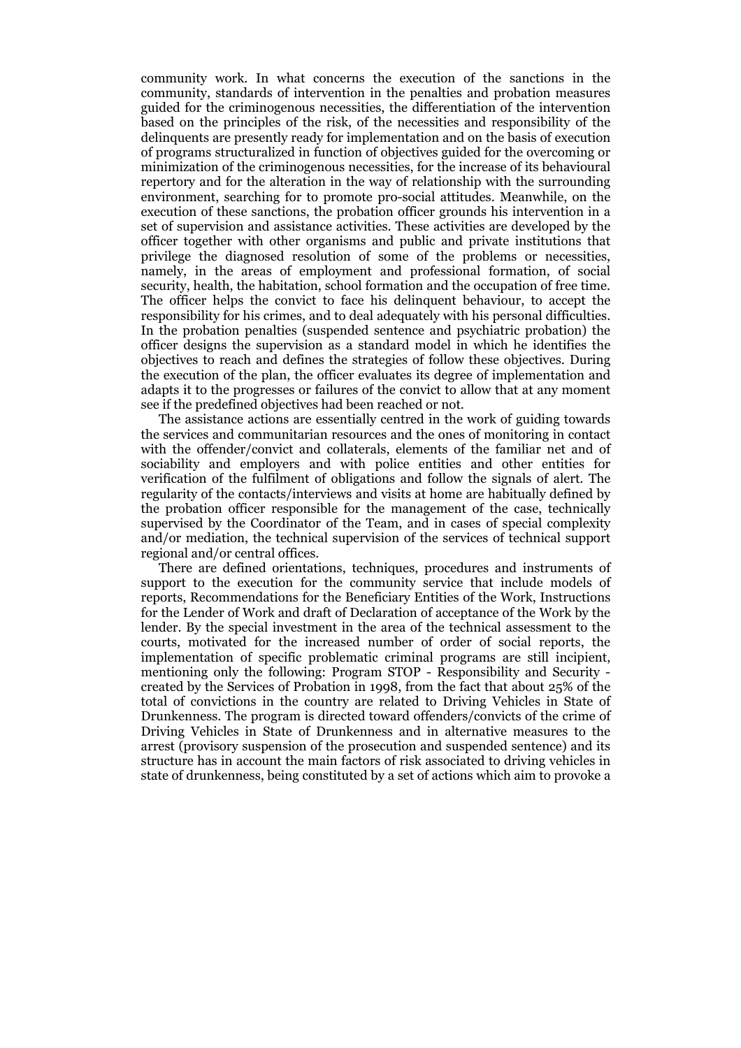community work. In what concerns the execution of the sanctions in the community, standards of intervention in the penalties and probation measures guided for the criminogenous necessities, the differentiation of the intervention based on the principles of the risk, of the necessities and responsibility of the delinquents are presently ready for implementation and on the basis of execution of programs structuralized in function of objectives guided for the overcoming or minimization of the criminogenous necessities, for the increase of its behavioural repertory and for the alteration in the way of relationship with the surrounding environment, searching for to promote pro-social attitudes. Meanwhile, on the execution of these sanctions, the probation officer grounds his intervention in a set of supervision and assistance activities. These activities are developed by the officer together with other organisms and public and private institutions that privilege the diagnosed resolution of some of the problems or necessities, namely, in the areas of employment and professional formation, of social security, health, the habitation, school formation and the occupation of free time. The officer helps the convict to face his delinquent behaviour, to accept the responsibility for his crimes, and to deal adequately with his personal difficulties. In the probation penalties (suspended sentence and psychiatric probation) the officer designs the supervision as a standard model in which he identifies the objectives to reach and defines the strategies of follow these objectives. During the execution of the plan, the officer evaluates its degree of implementation and adapts it to the progresses or failures of the convict to allow that at any moment see if the predefined objectives had been reached or not.

The assistance actions are essentially centred in the work of guiding towards the services and communitarian resources and the ones of monitoring in contact with the offender/convict and collaterals, elements of the familiar net and of sociability and employers and with police entities and other entities for verification of the fulfilment of obligations and follow the signals of alert. The regularity of the contacts/interviews and visits at home are habitually defined by the probation officer responsible for the management of the case, technically supervised by the Coordinator of the Team, and in cases of special complexity and/or mediation, the technical supervision of the services of technical support regional and/or central offices.

There are defined orientations, techniques, procedures and instruments of support to the execution for the community service that include models of reports, Recommendations for the Beneficiary Entities of the Work, Instructions for the Lender of Work and draft of Declaration of acceptance of the Work by the lender. By the special investment in the area of the technical assessment to the courts, motivated for the increased number of order of social reports, the implementation of specific problematic criminal programs are still incipient, mentioning only the following: Program STOP - Responsibility and Security - created by the Services of Probation in 1998, from the fact that about 25% of the total of convictions in the country are related to Driving Vehicles in State of Drunkenness. The program is directed toward offenders/convicts of the crime of Driving Vehicles in State of Drunkenness and in alternative measures to the arrest (provisory suspension of the prosecution and suspended sentence) and its structure has in account the main factors of risk associated to driving vehicles in state of drunkenness, being constituted by a set of actions which aim to provoke a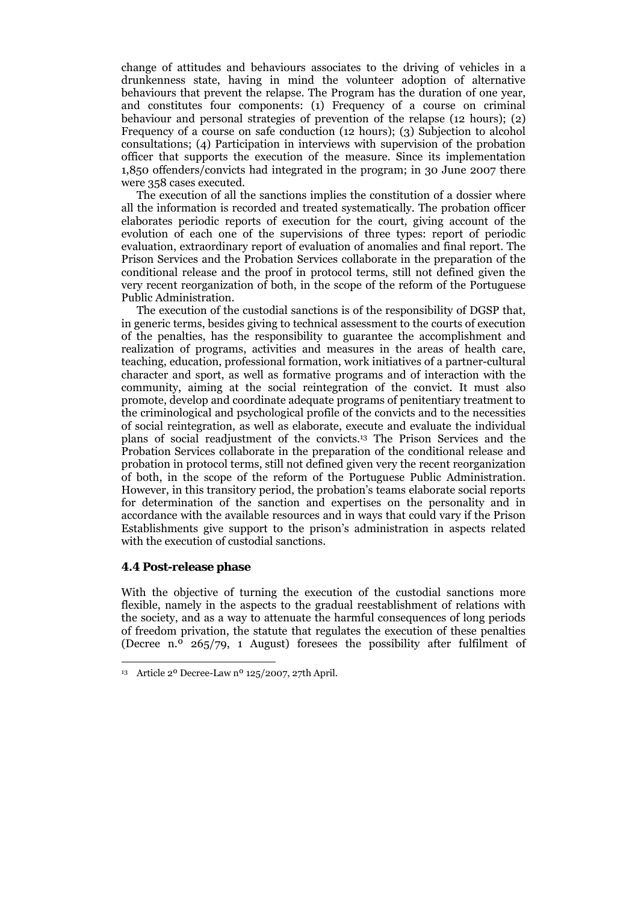change of attitudes and behaviours associates to the driving of vehicles in a drunkenness state, having in mind the volunteer adoption of alternative behaviours that prevent the relapse. The Program has the duration of one year, and constitutes four components: (1) Frequency of a course on criminal behaviour and personal strategies of prevention of the relapse (12 hours); (2) Frequency of a course on safe conduction (12 hours); (3) Subjection to alcohol consultations; (4) Participation in interviews with supervision of the probation officer that supports the execution of the measure. Since its implementation 1,850 offenders/convicts had integrated in the program; in 30 June 2007 there were 358 cases executed.

The execution of all the sanctions implies the constitution of a dossier where all the information is recorded and treated systematically. The probation officer elaborates periodic reports of execution for the court, giving account of the evolution of each one of the supervisions of three types: report of periodic evaluation, extraordinary report of evaluation of anomalies and final report. The Prison Services and the Probation Services collaborate in the preparation of the conditional release and the proof in protocol terms, still not defined given the very recent reorganization of both, in the scope of the reform of the Portuguese Public Administration.

The execution of the custodial sanctions is of the responsibility of DGSP that, in generic terms, besides giving to technical assessment to the courts of execution of the penalties, has the responsibility to guarantee the accomplishment and realization of programs, activities and measures in the areas of health care, teaching, education, professional formation, work initiatives of a partner-cultural character and sport, as well as formative programs and of interaction with the community, aiming at the social reintegration of the convict. It must also promote, develop and coordinate adequate programs of penitentiary treatment to the criminological and psychological profile of the convicts and to the necessities of social reintegration, as well as elaborate, execute and evaluate the individual plans of social readjustment of the convicts.[13] The Prison Services and the Probation Services collaborate in the preparation of the conditional release and probation in protocol terms, still not defined given very the recent reorganization of both, in the scope of the reform of the Portuguese Public Administration. However, in this transitory period, the probation's teams elaborate social reports for determination of the sanction and expertises on the personality and in accordance with the available resources and in ways that could vary if the Prison Establishments give support to the prison's administration in aspects related with the execution of custodial sanctions.

### 4.4 Post-release phase

With the objective of turning the execution of the custodial sanctions more flexible, namely in the aspects to the gradual reestablishment of relations with the society, and as a way to attenuate the harmful consequences of long periods of freedom privation, the statute that regulates the execution of these penalties (Decree n.º 265/79, 1 August) foresees the possibility after fulfilment of

[13] Article 2º Decree-Law nº 125/2007, 27th April.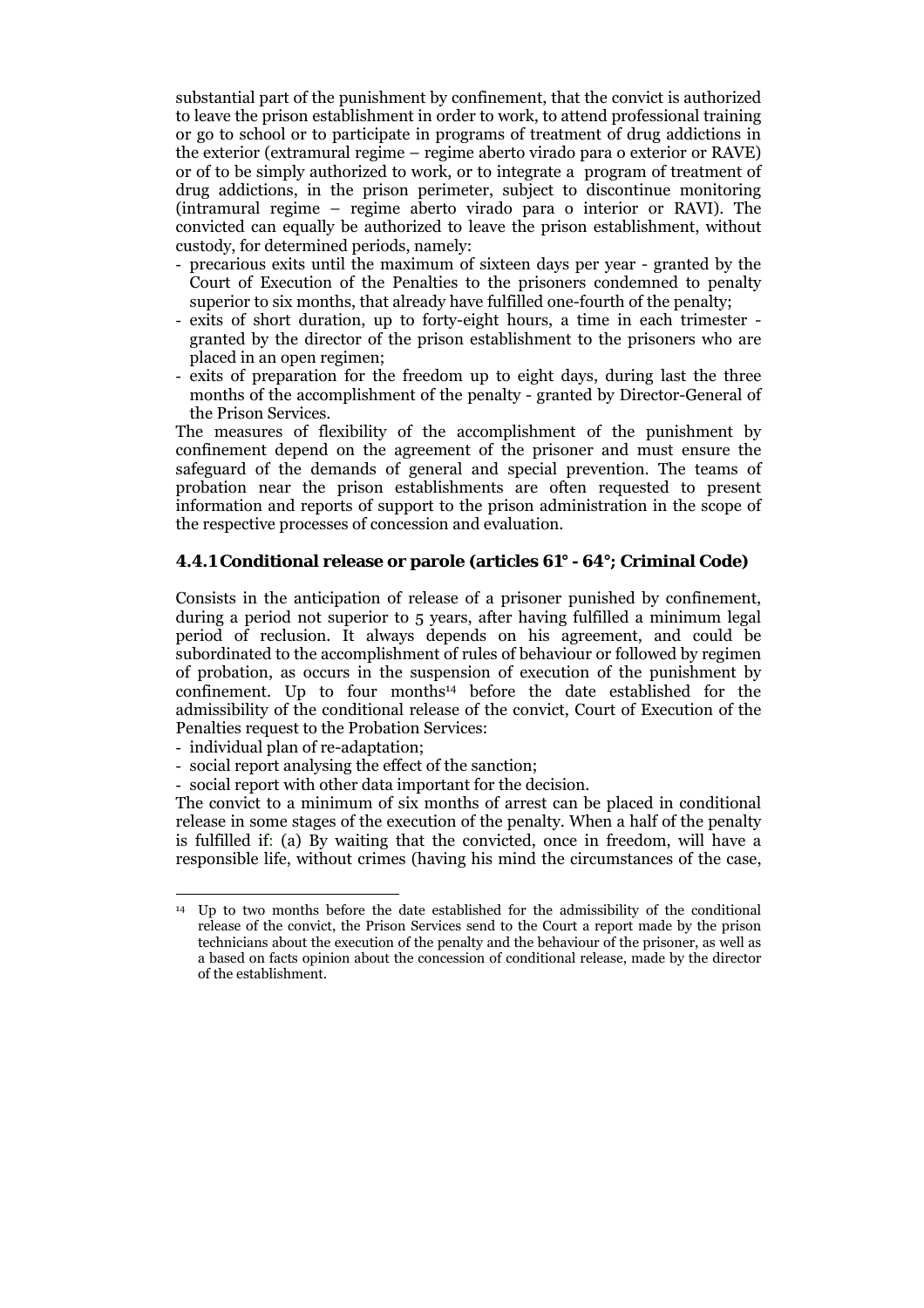substantial part of the punishment by confinement, that the convict is authorized to leave the prison establishment in order to work, to attend professional training or go to school or to participate in programs of treatment of drug addictions in the exterior (extramural regime – regime aberto virado para o exterior or RAVE) or of to be simply authorized to work, or to integrate a program of treatment of drug addictions, in the prison perimeter, subject to discontinue monitoring (intramural regime – regime aberto virado para o interior or RAVI). The convicted can equally be authorized to leave the prison establishment, without custody, for determined periods, namely:

- precarious exits until the maximum of sixteen days per year - granted by the Court of Execution of the Penalties to the prisoners condemned to penalty superior to six months, that already have fulfilled one-fourth of the penalty;
- exits of short duration, up to forty-eight hours, a time in each trimester - granted by the director of the prison establishment to the prisoners who are placed in an open regimen;
- exits of preparation for the freedom up to eight days, during last the three months of the accomplishment of the penalty - granted by Director-General of the Prison Services.

The measures of flexibility of the accomplishment of the punishment by confinement depend on the agreement of the prisoner and must ensure the safeguard of the demands of general and special prevention. The teams of probation near the prison establishments are often requested to present information and reports of support to the prison administration in the scope of the respective processes of concession and evaluation.

### 4.4.1 Conditional release or parole (articles 61° - 64°; Criminal Code)

Consists in the anticipation of release of a prisoner punished by confinement, during a period not superior to 5 years, after having fulfilled a minimum legal period of reclusion. It always depends on his agreement, and could be subordinated to the accomplishment of rules of behaviour or followed by regimen of probation, as occurs in the suspension of execution of the punishment by confinement. Up to four months[14] before the date established for the admissibility of the conditional release of the convict, Court of Execution of the Penalties request to the Probation Services:

- individual plan of re-adaptation;
- social report analysing the effect of the sanction;
- social report with other data important for the decision.

The convict to a minimum of six months of arrest can be placed in conditional release in some stages of the execution of the penalty. When a half of the penalty is fulfilled if: (a) By waiting that the convicted, once in freedom, will have a responsible life, without crimes (having his mind the circumstances of the case,

[14] Up to two months before the date established for the admissibility of the conditional release of the convict, the Prison Services send to the Court a report made by the prison technicians about the execution of the penalty and the behaviour of the prisoner, as well as a based on facts opinion about the concession of conditional release, made by the director of the establishment.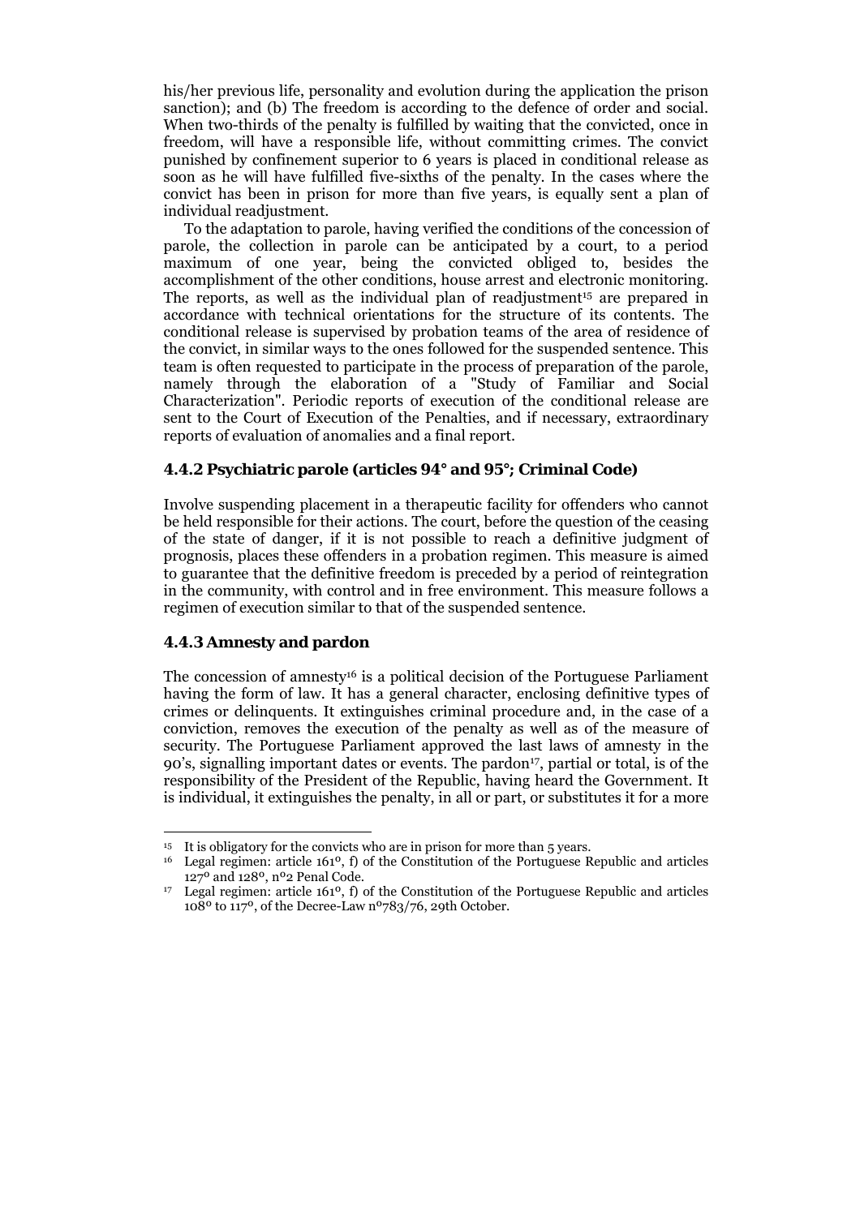his/her previous life, personality and evolution during the application the prison sanction); and (b) The freedom is according to the defence of order and social. When two-thirds of the penalty is fulfilled by waiting that the convicted, once in freedom, will have a responsible life, without committing crimes. The convict punished by confinement superior to 6 years is placed in conditional release as soon as he will have fulfilled five-sixths of the penalty. In the cases where the convict has been in prison for more than five years, is equally sent a plan of individual readjustment.

To the adaptation to parole, having verified the conditions of the concession of parole, the collection in parole can be anticipated by a court, to a period maximum of one year, being the convicted obliged to, besides the accomplishment of the other conditions, house arrest and electronic monitoring. The reports, as well as the individual plan of readjustment[15] are prepared in accordance with technical orientations for the structure of its contents. The conditional release is supervised by probation teams of the area of residence of the convict, in similar ways to the ones followed for the suspended sentence. This team is often requested to participate in the process of preparation of the parole, namely through the elaboration of a "Study of Familiar and Social Characterization". Periodic reports of execution of the conditional release are sent to the Court of Execution of the Penalties, and if necessary, extraordinary reports of evaluation of anomalies and a final report.

### 4.4.2 Psychiatric parole (articles 94° and 95°; Criminal Code)

Involve suspending placement in a therapeutic facility for offenders who cannot be held responsible for their actions. The court, before the question of the ceasing of the state of danger, if it is not possible to reach a definitive judgment of prognosis, places these offenders in a probation regimen. This measure is aimed to guarantee that the definitive freedom is preceded by a period of reintegration in the community, with control and in free environment. This measure follows a regimen of execution similar to that of the suspended sentence.

### 4.4.3 Amnesty and pardon

The concession of amnesty[16] is a political decision of the Portuguese Parliament having the form of law. It has a general character, enclosing definitive types of crimes or delinquents. It extinguishes criminal procedure and, in the case of a conviction, removes the execution of the penalty as well as of the measure of security. The Portuguese Parliament approved the last laws of amnesty in the 90's, signalling important dates or events. The pardon[17], partial or total, is of the responsibility of the President of the Republic, having heard the Government. It is individual, it extinguishes the penalty, in all or part, or substitutes it for a more

---

[15] It is obligatory for the convicts who are in prison for more than 5 years.

[16] Legal regimen: article 161º, f) of the Constitution of the Portuguese Republic and articles 127º and 128º, nº2 Penal Code.

[17] Legal regimen: article 161º, f) of the Constitution of the Portuguese Republic and articles 108º to 117º, of the Decree-Law nº783/76, 29th October.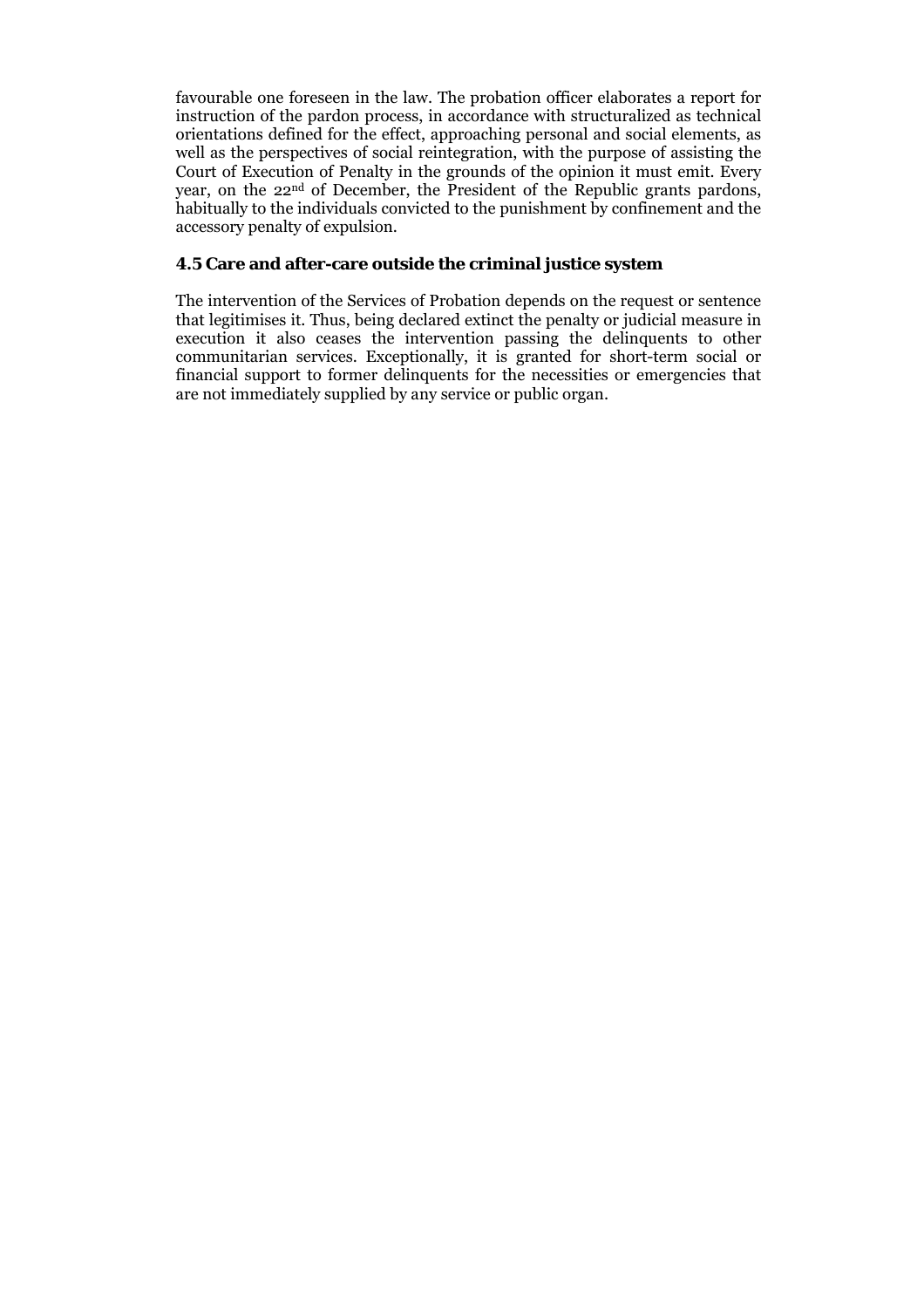favourable one foreseen in the law. The probation officer elaborates a report for instruction of the pardon process, in accordance with structuralized as technical orientations defined for the effect, approaching personal and social elements, as well as the perspectives of social reintegration, with the purpose of assisting the Court of Execution of Penalty in the grounds of the opinion it must emit. Every year, on the 22nd of December, the President of the Republic grants pardons, habitually to the individuals convicted to the punishment by confinement and the accessory penalty of expulsion.

### 4.5 Care and after-care outside the criminal justice system

The intervention of the Services of Probation depends on the request or sentence that legitimises it. Thus, being declared extinct the penalty or judicial measure in execution it also ceases the intervention passing the delinquents to other communitarian services. Exceptionally, it is granted for short-term social or financial support to former delinquents for the necessities or emergencies that are not immediately supplied by any service or public organ.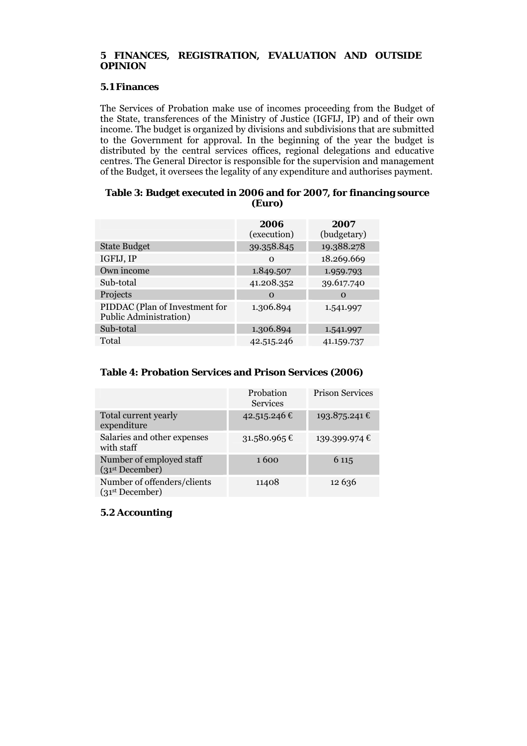# 5 FINANCES, REGISTRATION, EVALUATION AND OUTSIDE OPINION

## 5.1 Finances

The Services of Probation make use of incomes proceeding from the Budget of the State, transferences of the Ministry of Justice (IGFIJ, IP) and of their own income. The budget is organized by divisions and subdivisions that are submitted to the Government for approval. In the beginning of the year the budget is distributed by the central services offices, regional delegations and educative centres. The General Director is responsible for the supervision and management of the Budget, it oversees the legality of any expenditure and authorises payment.

**Table 3: Budget executed in 2006 and for 2007, for financing source (Euro)**

| | **2006** (execution) | **2007** (budgetary) |
|---|---|---|
| State Budget | 39.358.845 | 19.388.278 |
| IGFIJ, IP | 0 | 18.269.669 |
| Own income | 1.849.507 | 1.959.793 |
| Sub-total | 41.208.352 | 39.617.740 |
| Projects | 0 | 0 |
| PIDDAC (Plan of Investment for Public Administration) | 1.306.894 | 1.541.997 |
| Sub-total | 1.306.894 | 1.541.997 |
| Total | 42.515.246 | 41.159.737 |

**Table 4: Probation Services and Prison Services (2006)**

| | Probation Services | Prison Services |
|---|---|---|
| Total current yearly expenditure | 42.515.246 € | 193.875.241 € |
| Salaries and other expenses with staff | 31.580.965 € | 139.399.974 € |
| Number of employed staff (31st December) | 1 600 | 6 115 |
| Number of offenders/clients (31st December) | 11408 | 12 636 |

## 5.2 Accounting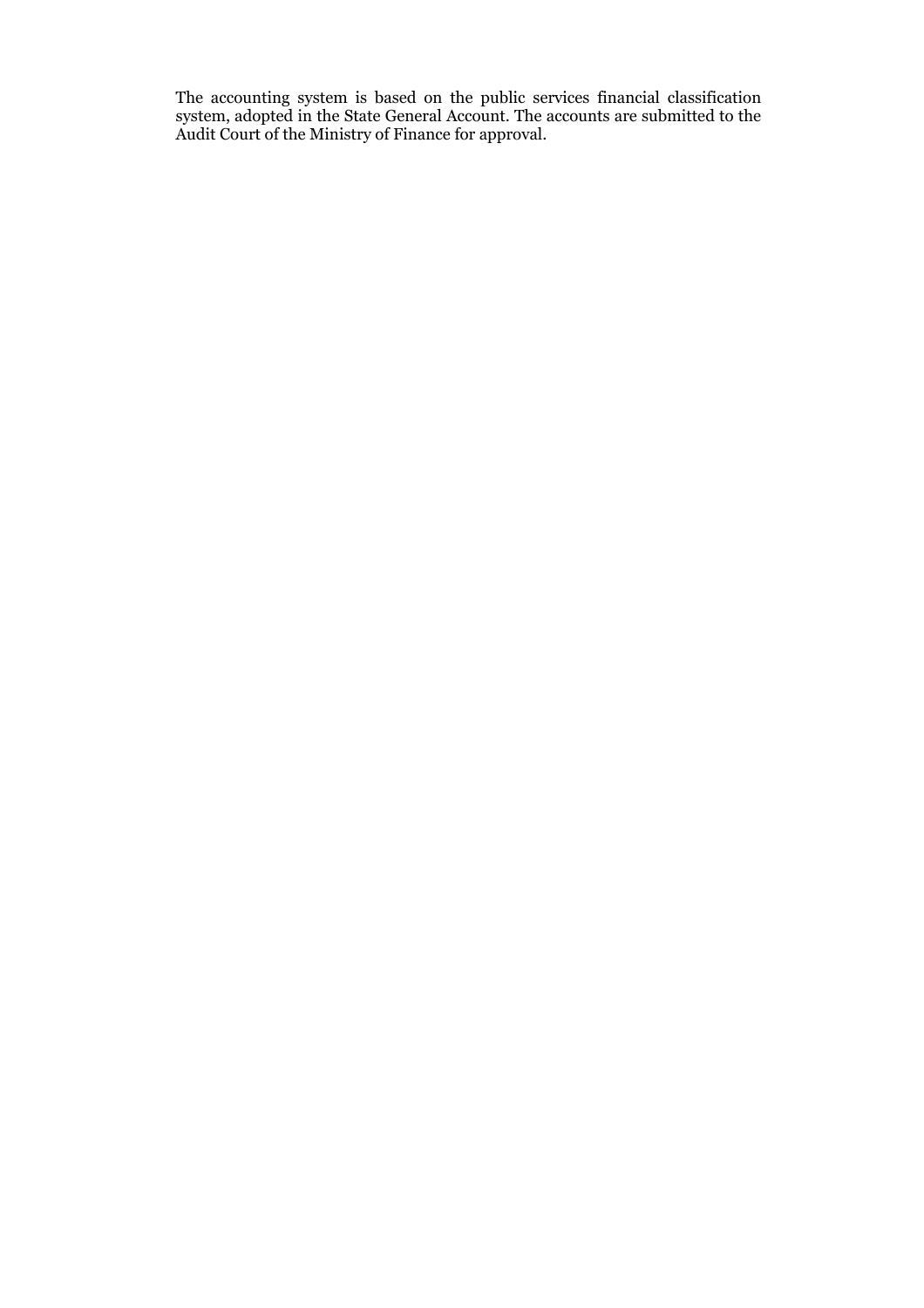The accounting system is based on the public services financial classification system, adopted in the State General Account. The accounts are submitted to the Audit Court of the Ministry of Finance for approval.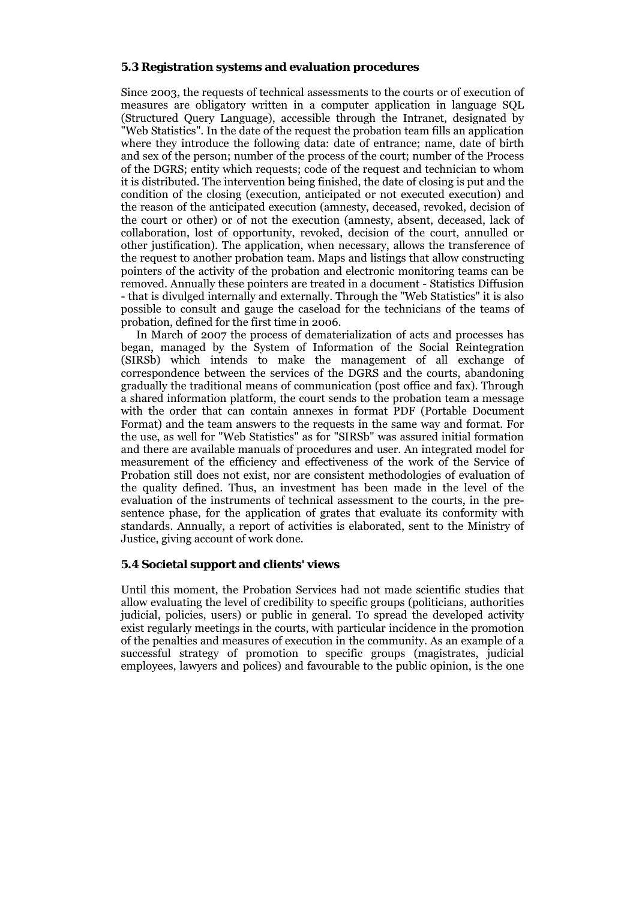### 5.3 Registration systems and evaluation procedures

Since 2003, the requests of technical assessments to the courts or of execution of measures are obligatory written in a computer application in language SQL (Structured Query Language), accessible through the Intranet, designated by "Web Statistics". In the date of the request the probation team fills an application where they introduce the following data: date of entrance; name, date of birth and sex of the person; number of the process of the court; number of the Process of the DGRS; entity which requests; code of the request and technician to whom it is distributed. The intervention being finished, the date of closing is put and the condition of the closing (execution, anticipated or not executed execution) and the reason of the anticipated execution (amnesty, deceased, revoked, decision of the court or other) or of not the execution (amnesty, absent, deceased, lack of collaboration, lost of opportunity, revoked, decision of the court, annulled or other justification). The application, when necessary, allows the transference of the request to another probation team. Maps and listings that allow constructing pointers of the activity of the probation and electronic monitoring teams can be removed. Annually these pointers are treated in a document - Statistics Diffusion - that is divulged internally and externally. Through the "Web Statistics" it is also possible to consult and gauge the caseload for the technicians of the teams of probation, defined for the first time in 2006.

In March of 2007 the process of dematerialization of acts and processes has began, managed by the System of Information of the Social Reintegration (SIRSb) which intends to make the management of all exchange of correspondence between the services of the DGRS and the courts, abandoning gradually the traditional means of communication (post office and fax). Through a shared information platform, the court sends to the probation team a message with the order that can contain annexes in format PDF (Portable Document Format) and the team answers to the requests in the same way and format. For the use, as well for "Web Statistics" as for "SIRSb" was assured initial formation and there are available manuals of procedures and user. An integrated model for measurement of the efficiency and effectiveness of the work of the Service of Probation still does not exist, nor are consistent methodologies of evaluation of the quality defined. Thus, an investment has been made in the level of the evaluation of the instruments of technical assessment to the courts, in the pre-sentence phase, for the application of grates that evaluate its conformity with standards. Annually, a report of activities is elaborated, sent to the Ministry of Justice, giving account of work done.

### 5.4 Societal support and clients' views

Until this moment, the Probation Services had not made scientific studies that allow evaluating the level of credibility to specific groups (politicians, authorities judicial, policies, users) or public in general. To spread the developed activity exist regularly meetings in the courts, with particular incidence in the promotion of the penalties and measures of execution in the community. As an example of a successful strategy of promotion to specific groups (magistrates, judicial employees, lawyers and polices) and favourable to the public opinion, is the one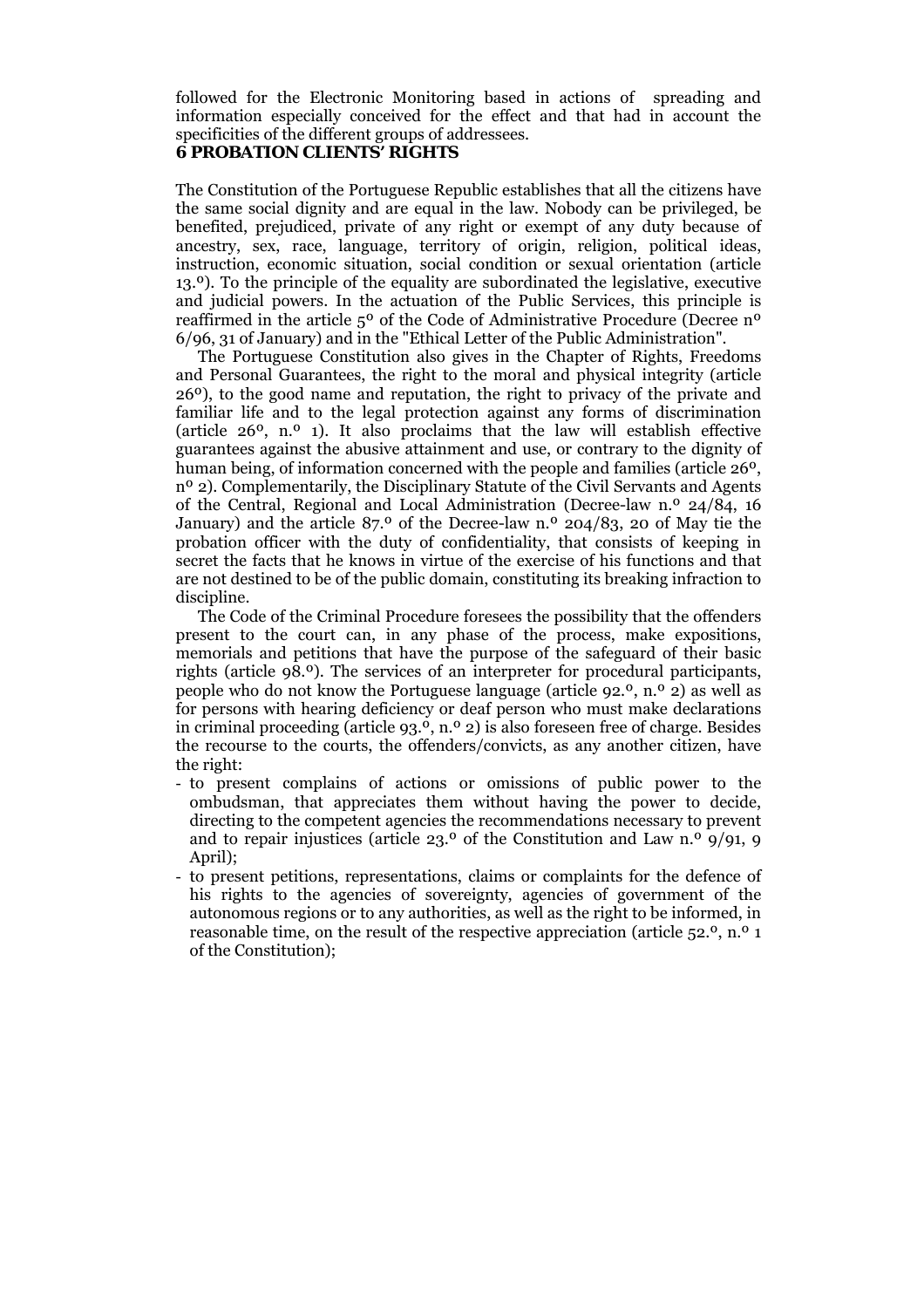followed for the Electronic Monitoring based in actions of spreading and information especially conceived for the effect and that had in account the specificities of the different groups of addressees.

## 6 PROBATION CLIENTS' RIGHTS

The Constitution of the Portuguese Republic establishes that all the citizens have the same social dignity and are equal in the law. Nobody can be privileged, be benefited, prejudiced, private of any right or exempt of any duty because of ancestry, sex, race, language, territory of origin, religion, political ideas, instruction, economic situation, social condition or sexual orientation (article 13.º). To the principle of the equality are subordinated the legislative, executive and judicial powers. In the actuation of the Public Services, this principle is reaffirmed in the article 5º of the Code of Administrative Procedure (Decree nº 6/96, 31 of January) and in the "Ethical Letter of the Public Administration".

The Portuguese Constitution also gives in the Chapter of Rights, Freedoms and Personal Guarantees, the right to the moral and physical integrity (article 26º), to the good name and reputation, the right to privacy of the private and familiar life and to the legal protection against any forms of discrimination (article 26º, n.º 1). It also proclaims that the law will establish effective guarantees against the abusive attainment and use, or contrary to the dignity of human being, of information concerned with the people and families (article 26º, nº 2). Complementarily, the Disciplinary Statute of the Civil Servants and Agents of the Central, Regional and Local Administration (Decree-law n.º 24/84, 16 January) and the article 87.º of the Decree-law n.º 204/83, 20 of May tie the probation officer with the duty of confidentiality, that consists of keeping in secret the facts that he knows in virtue of the exercise of his functions and that are not destined to be of the public domain, constituting its breaking infraction to discipline.

The Code of the Criminal Procedure foresees the possibility that the offenders present to the court can, in any phase of the process, make expositions, memorials and petitions that have the purpose of the safeguard of their basic rights (article 98.º). The services of an interpreter for procedural participants, people who do not know the Portuguese language (article 92.º, n.º 2) as well as for persons with hearing deficiency or deaf person who must make declarations in criminal proceeding (article 93.º, n.º 2) is also foreseen free of charge. Besides the recourse to the courts, the offenders/convicts, as any another citizen, have the right:

- to present complains of actions or omissions of public power to the ombudsman, that appreciates them without having the power to decide, directing to the competent agencies the recommendations necessary to prevent and to repair injustices (article 23.º of the Constitution and Law n.º 9/91, 9 April);
- to present petitions, representations, claims or complaints for the defence of his rights to the agencies of sovereignty, agencies of government of the autonomous regions or to any authorities, as well as the right to be informed, in reasonable time, on the result of the respective appreciation (article 52.º, n.º 1 of the Constitution);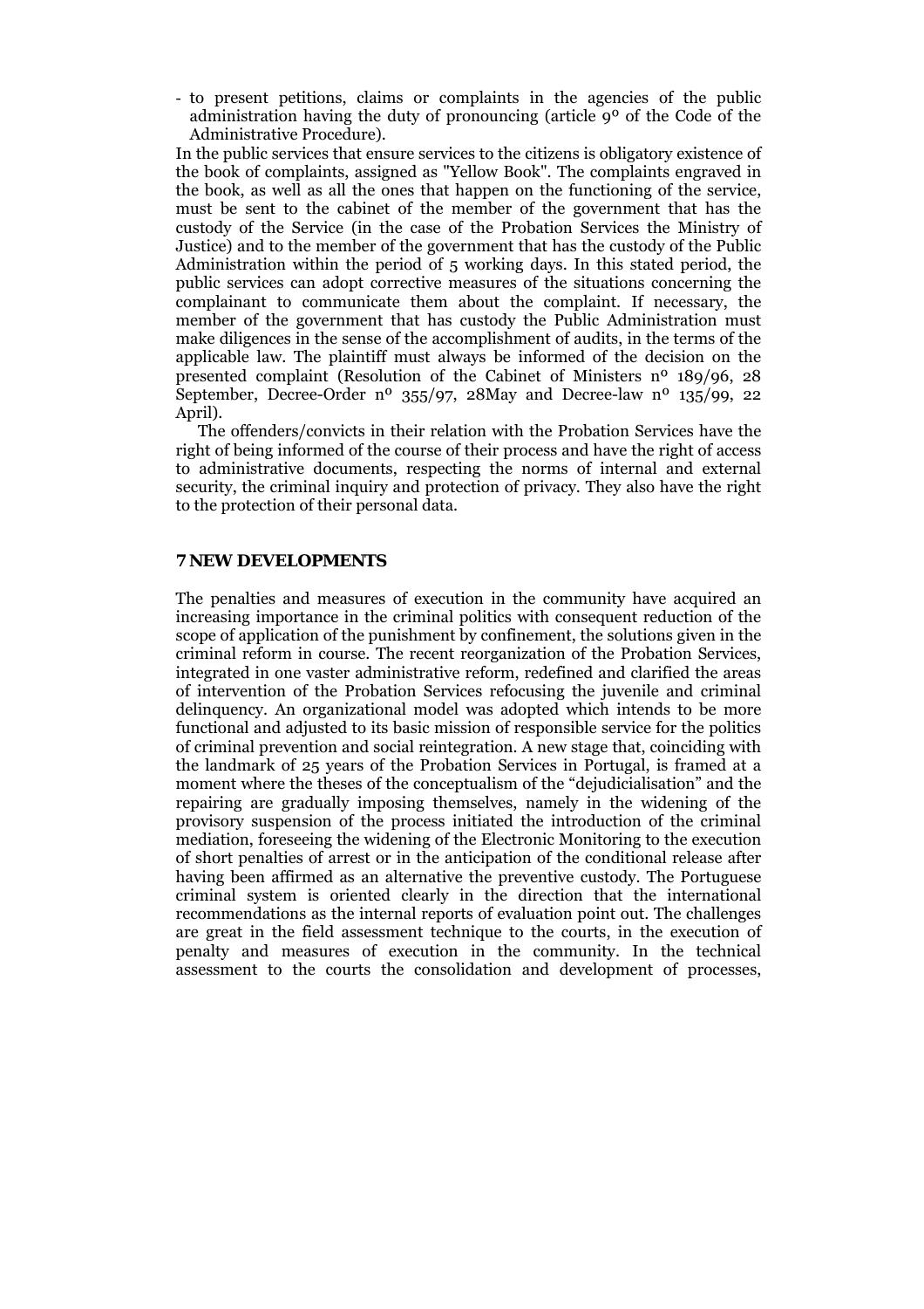- to present petitions, claims or complaints in the agencies of the public administration having the duty of pronouncing (article 9º of the Code of the Administrative Procedure).

In the public services that ensure services to the citizens is obligatory existence of the book of complaints, assigned as "Yellow Book". The complaints engraved in the book, as well as all the ones that happen on the functioning of the service, must be sent to the cabinet of the member of the government that has the custody of the Service (in the case of the Probation Services the Ministry of Justice) and to the member of the government that has the custody of the Public Administration within the period of 5 working days. In this stated period, the public services can adopt corrective measures of the situations concerning the complainant to communicate them about the complaint. If necessary, the member of the government that has custody the Public Administration must make diligences in the sense of the accomplishment of audits, in the terms of the applicable law. The plaintiff must always be informed of the decision on the presented complaint (Resolution of the Cabinet of Ministers nº 189/96, 28 September, Decree-Order nº 355/97, 28May and Decree-law nº 135/99, 22 April).

The offenders/convicts in their relation with the Probation Services have the right of being informed of the course of their process and have the right of access to administrative documents, respecting the norms of internal and external security, the criminal inquiry and protection of privacy. They also have the right to the protection of their personal data.

## 7 NEW DEVELOPMENTS

The penalties and measures of execution in the community have acquired an increasing importance in the criminal politics with consequent reduction of the scope of application of the punishment by confinement, the solutions given in the criminal reform in course. The recent reorganization of the Probation Services, integrated in one vaster administrative reform, redefined and clarified the areas of intervention of the Probation Services refocusing the juvenile and criminal delinquency. An organizational model was adopted which intends to be more functional and adjusted to its basic mission of responsible service for the politics of criminal prevention and social reintegration. A new stage that, coinciding with the landmark of 25 years of the Probation Services in Portugal, is framed at a moment where the theses of the conceptualism of the "dejudicialisation" and the repairing are gradually imposing themselves, namely in the widening of the provisory suspension of the process initiated the introduction of the criminal mediation, foreseeing the widening of the Electronic Monitoring to the execution of short penalties of arrest or in the anticipation of the conditional release after having been affirmed as an alternative the preventive custody. The Portuguese criminal system is oriented clearly in the direction that the international recommendations as the internal reports of evaluation point out. The challenges are great in the field assessment technique to the courts, in the execution of penalty and measures of execution in the community. In the technical assessment to the courts the consolidation and development of processes,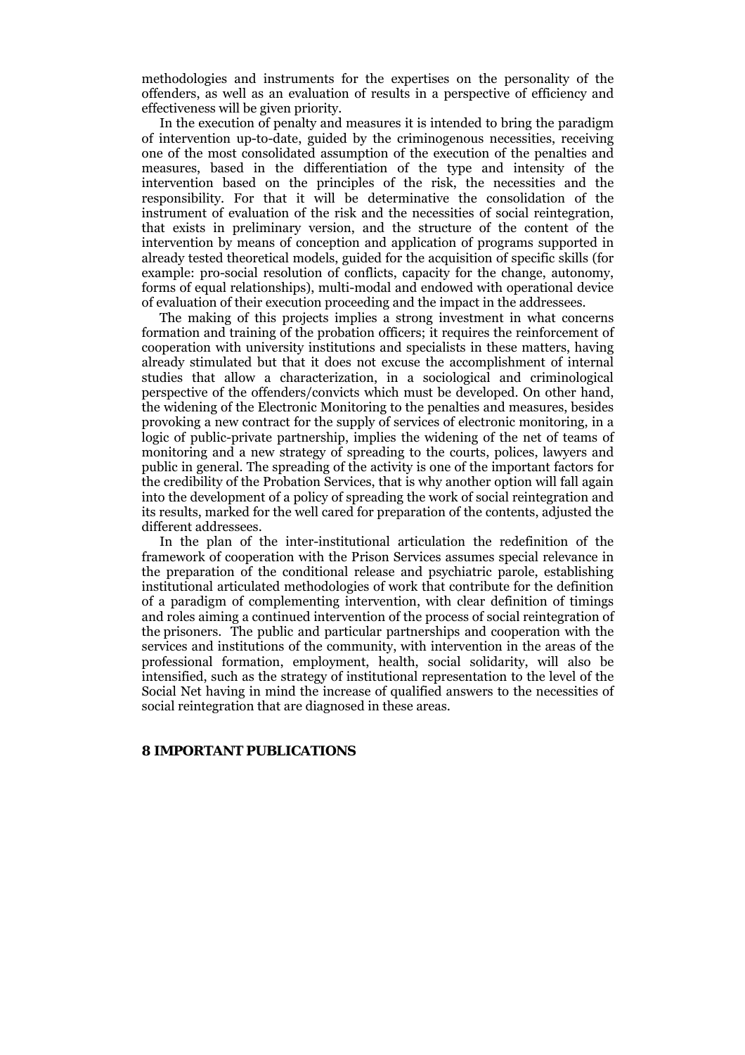methodologies and instruments for the expertises on the personality of the offenders, as well as an evaluation of results in a perspective of efficiency and effectiveness will be given priority.

In the execution of penalty and measures it is intended to bring the paradigm of intervention up-to-date, guided by the criminogenous necessities, receiving one of the most consolidated assumption of the execution of the penalties and measures, based in the differentiation of the type and intensity of the intervention based on the principles of the risk, the necessities and the responsibility. For that it will be determinative the consolidation of the instrument of evaluation of the risk and the necessities of social reintegration, that exists in preliminary version, and the structure of the content of the intervention by means of conception and application of programs supported in already tested theoretical models, guided for the acquisition of specific skills (for example: pro-social resolution of conflicts, capacity for the change, autonomy, forms of equal relationships), multi-modal and endowed with operational device of evaluation of their execution proceeding and the impact in the addressees.

The making of this projects implies a strong investment in what concerns formation and training of the probation officers; it requires the reinforcement of cooperation with university institutions and specialists in these matters, having already stimulated but that it does not excuse the accomplishment of internal studies that allow a characterization, in a sociological and criminological perspective of the offenders/convicts which must be developed. On other hand, the widening of the Electronic Monitoring to the penalties and measures, besides provoking a new contract for the supply of services of electronic monitoring, in a logic of public-private partnership, implies the widening of the net of teams of monitoring and a new strategy of spreading to the courts, polices, lawyers and public in general. The spreading of the activity is one of the important factors for the credibility of the Probation Services, that is why another option will fall again into the development of a policy of spreading the work of social reintegration and its results, marked for the well cared for preparation of the contents, adjusted the different addressees.

In the plan of the inter-institutional articulation the redefinition of the framework of cooperation with the Prison Services assumes special relevance in the preparation of the conditional release and psychiatric parole, establishing institutional articulated methodologies of work that contribute for the definition of a paradigm of complementing intervention, with clear definition of timings and roles aiming a continued intervention of the process of social reintegration of the prisoners. The public and particular partnerships and cooperation with the services and institutions of the community, with intervention in the areas of the professional formation, employment, health, social solidarity, will also be intensified, such as the strategy of institutional representation to the level of the Social Net having in mind the increase of qualified answers to the necessities of social reintegration that are diagnosed in these areas.

## 8 IMPORTANT PUBLICATIONS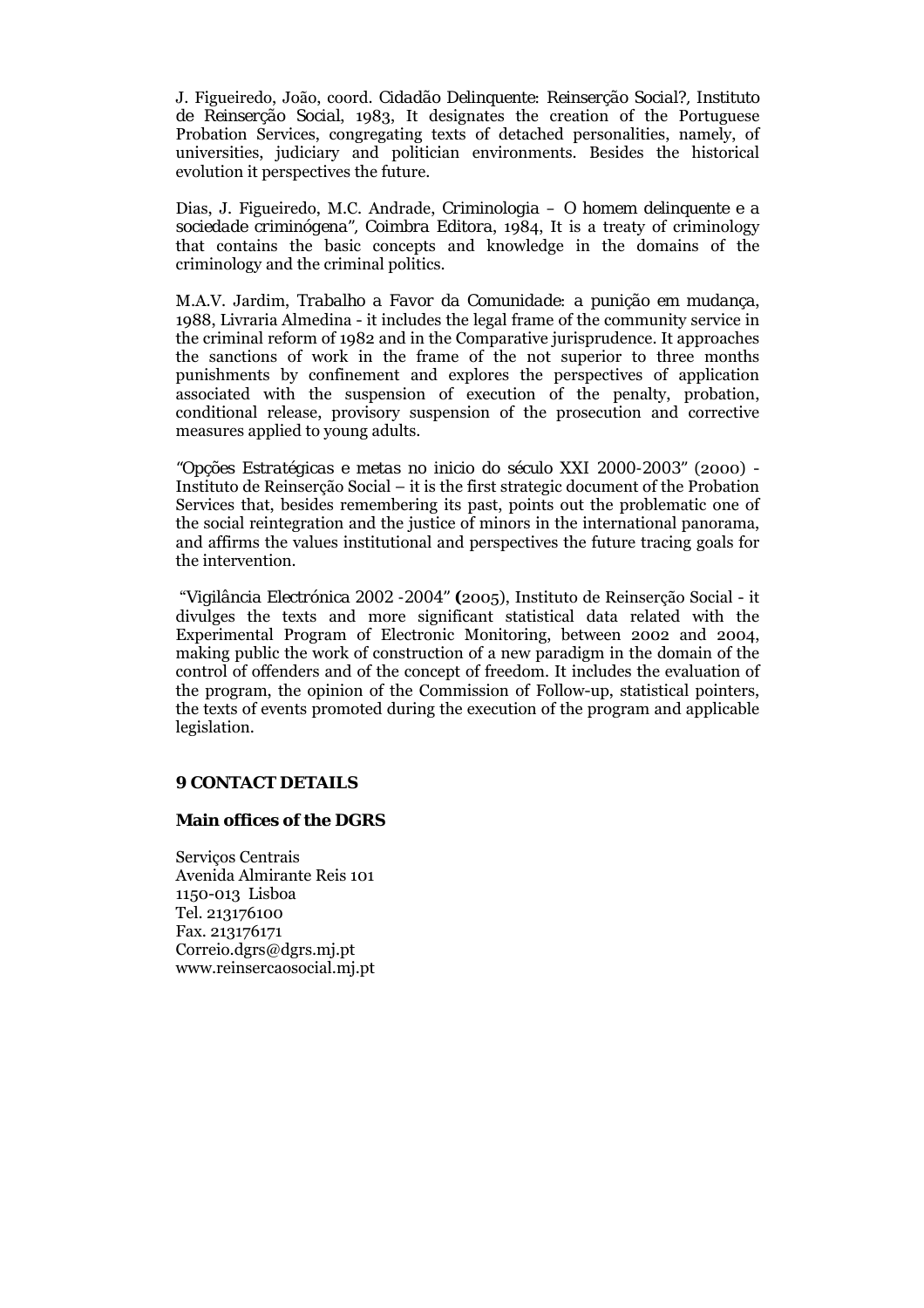J. Figueiredo, João, coord. *Cidadão Delinquente: Reinserção Social?, Instituto de Reinserção Social*, 1983, It designates the creation of the Portuguese Probation Services, congregating texts of detached personalities, namely, of universities, judiciary and politician environments. Besides the historical evolution it perspectives the future.

Dias, J. Figueiredo, M.C. Andrade, *Criminologia – O homem delinquente e a sociedade criminógena", Coimbra Editora*, 1984, It is a treaty of criminology that contains the basic concepts and knowledge in the domains of the criminology and the criminal politics.

M.A.V. Jardim, *Trabalho a Favor da Comunidade: a punição em mudança*, 1988, Livraria Almedina - it includes the legal frame of the community service in the criminal reform of 1982 and in the Comparative jurisprudence. It approaches the sanctions of work in the frame of the not superior to three months punishments by confinement and explores the perspectives of application associated with the suspension of execution of the penalty, probation, conditional release, provisory suspension of the prosecution and corrective measures applied to young adults.

*"Opções Estratégicas e metas no inicio do século XXI 2000-2003"* (2000) - Instituto de Reinserção Social – it is the first strategic document of the Probation Services that, besides remembering its past, points out the problematic one of the social reintegration and the justice of minors in the international panorama, and affirms the values institutional and perspectives the future tracing goals for the intervention.

*"Vigilância Electrónica 2002 -2004"* **(**2005), Instituto de Reinserção Social - it divulges the texts and more significant statistical data related with the Experimental Program of Electronic Monitoring, between 2002 and 2004, making public the work of construction of a new paradigm in the domain of the control of offenders and of the concept of freedom. It includes the evaluation of the program, the opinion of the Commission of Follow-up, statistical pointers, the texts of events promoted during the execution of the program and applicable legislation.

## 9 CONTACT DETAILS

### Main offices of the DGRS

Serviços Centrais
Avenida Almirante Reis 101
1150-013 Lisboa
Tel. 213176100
Fax. 213176171
Correio.dgrs@dgrs.mj.pt
www.reinsercaosocial.mj.pt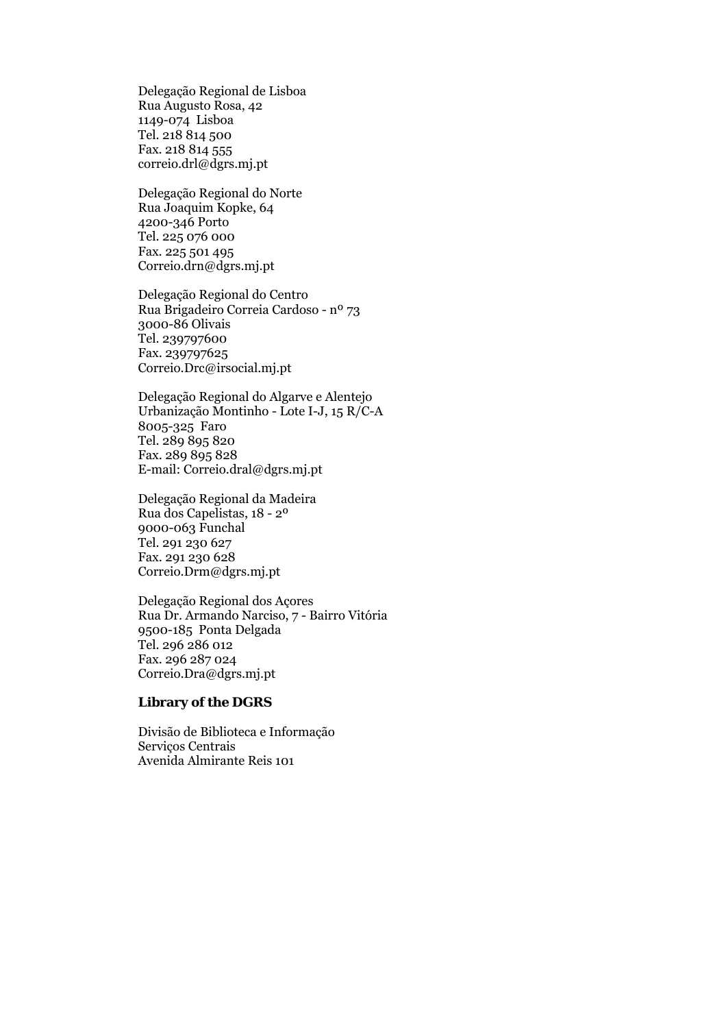Delegação Regional de Lisboa
Rua Augusto Rosa, 42
1149-074 Lisboa
Tel. 218 814 500
Fax. 218 814 555
correio.drl@dgrs.mj.pt

Delegação Regional do Norte
Rua Joaquim Kopke, 64
4200-346 Porto
Tel. 225 076 000
Fax. 225 501 495
Correio.drn@dgrs.mj.pt

Delegação Regional do Centro
Rua Brigadeiro Correia Cardoso - nº 73
3000-86 Olivais
Tel. 239797600
Fax. 239797625
Correio.Drc@irsocial.mj.pt

Delegação Regional do Algarve e Alentejo
Urbanização Montinho - Lote I-J, 15 R/C-A
8005-325 Faro
Tel. 289 895 820
Fax. 289 895 828
E-mail: Correio.dral@dgrs.mj.pt

Delegação Regional da Madeira
Rua dos Capelistas, 18 - 2º
9000-063 Funchal
Tel. 291 230 627
Fax. 291 230 628
Correio.Drm@dgrs.mj.pt

Delegação Regional dos Açores
Rua Dr. Armando Narciso, 7 - Bairro Vitória
9500-185 Ponta Delgada
Tel. 296 286 012
Fax. 296 287 024
Correio.Dra@dgrs.mj.pt

### Library of the DGRS

Divisão de Biblioteca e Informação
Serviços Centrais
Avenida Almirante Reis 101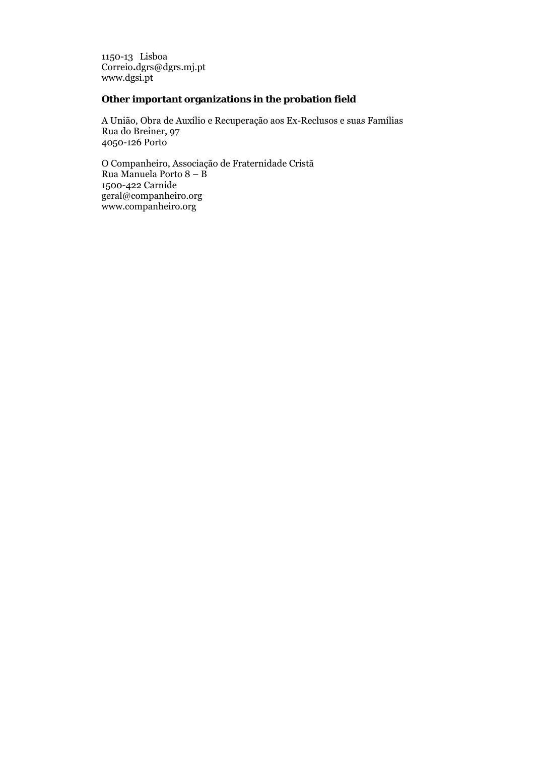1150-13 Lisboa
Correio.dgrs@dgrs.mj.pt
www.dgsi.pt

**Other important organizations in the probation field**

A União, Obra de Auxílio e Recuperação aos Ex-Reclusos e suas Famílias
Rua do Breiner, 97
4050-126 Porto

O Companheiro, Associação de Fraternidade Cristã
Rua Manuela Porto 8 – B
1500-422 Carnide
geral@companheiro.org
www.companheiro.org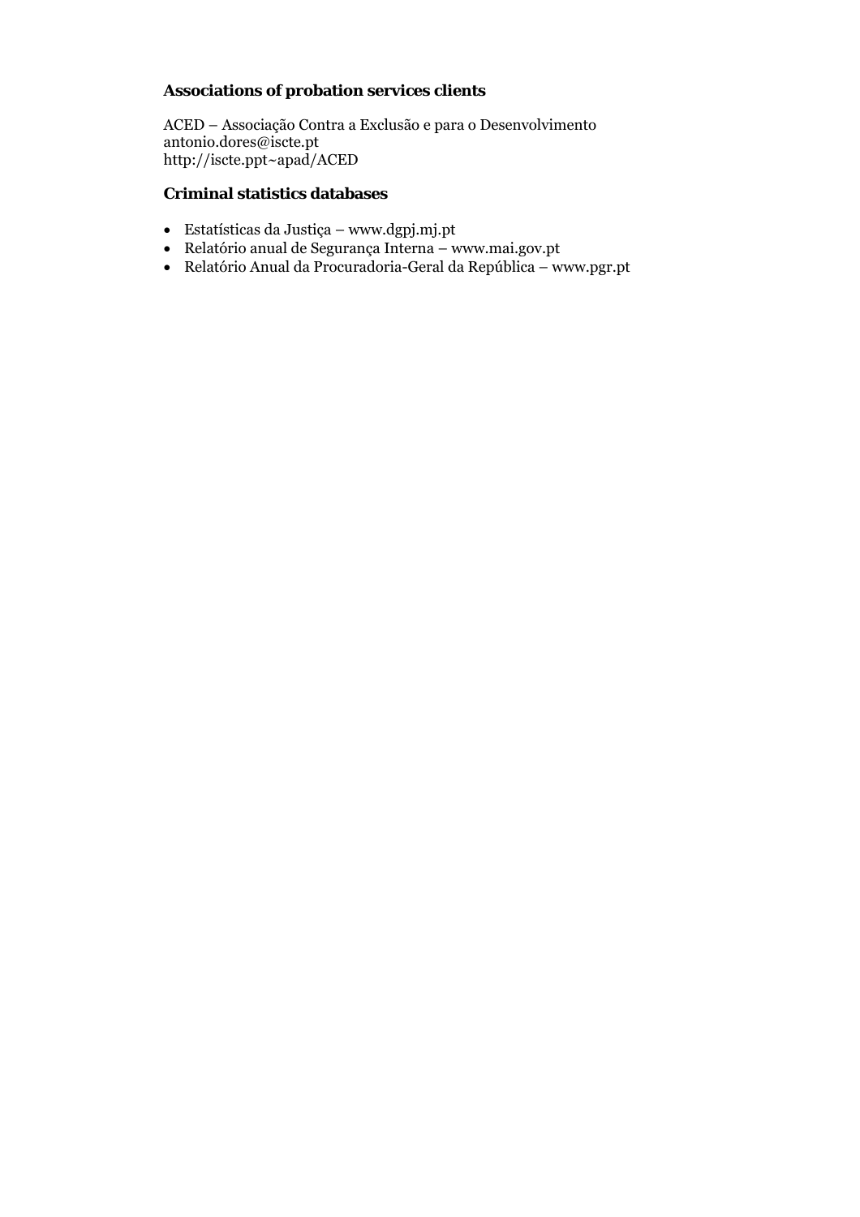### Associations of probation services clients

ACED – Associação Contra a Exclusão e para o Desenvolvimento
antonio.dores@iscte.pt
http://iscte.ppt~apad/ACED

### Criminal statistics databases

- Estatísticas da Justiça – www.dgpj.mj.pt
- Relatório anual de Segurança Interna – www.mai.gov.pt
- Relatório Anual da Procuradoria-Geral da República – www.pgr.pt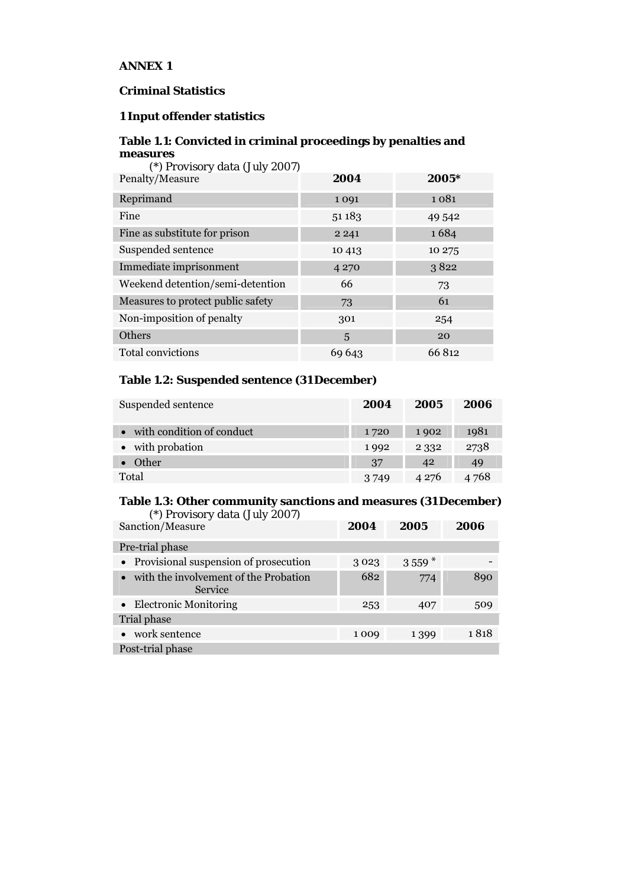**ANNEX 1**

**Criminal Statistics**

**1 Input offender statistics**

**Table 1.1: Convicted in criminal proceedings by penalties and measures**

(*) Provisory data (July 2007)

| Penalty/Measure | 2004 | 2005* |
|---|---|---|
| Reprimand | 1 091 | 1 081 |
| Fine | 51 183 | 49 542 |
| Fine as substitute for prison | 2 241 | 1 684 |
| Suspended sentence | 10 413 | 10 275 |
| Immediate imprisonment | 4 270 | 3 822 |
| Weekend detention/semi-detention | 66 | 73 |
| Measures to protect public safety | 73 | 61 |
| Non-imposition of penalty | 301 | 254 |
| Others | 5 | 20 |
| Total convictions | 69 643 | 66 812 |

**Table 1.2: Suspended sentence (31 December)**

| Suspended sentence | 2004 | 2005 | 2006 |
|---|---|---|---|
| • with condition of conduct | 1 720 | 1 902 | 1981 |
| • with probation | 1 992 | 2 332 | 2738 |
| • Other | 37 | 42 | 49 |
| Total | 3 749 | 4 276 | 4 768 |

**Table 1.3: Other community sanctions and measures (31 December)**

(*) Provisory data (July 2007)

| Sanction/Measure | 2004 | 2005 | 2006 |
|---|---|---|---|
| Pre-trial phase | | | |
| • Provisional suspension of prosecution | 3 023 | 3 559 * | - |
| • with the involvement of the Probation Service | 682 | 774 | 890 |
| • Electronic Monitoring | 253 | 407 | 509 |
| Trial phase | | | |
| • work sentence | 1 009 | 1 399 | 1 818 |
| Post-trial phase | | | |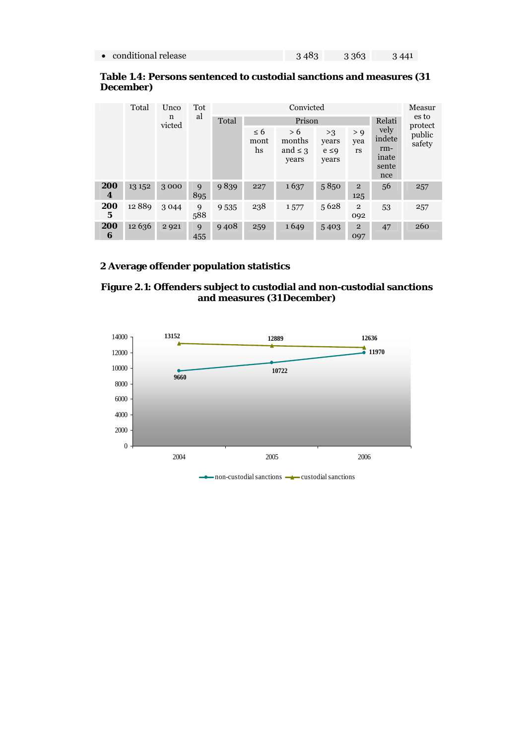| | | | |
|---|---|---|---|
| • conditional release | 3 483 | 3 363 | 3 441 |

**Table 1.4: Persons sentenced to custodial sanctions and measures (31 December)**

| | Total | Unconvicted | Total | Convicted | | | | | | Measures to protect public safety |
|---|---|---|---|---|---|---|---|---|---|---|
| | | | | Total | Prison | | | | Relatively indeterminate sentence | |
| | | | | | ≤ 6 months | > 6 months and ≤ 3 years | >3 years e ≤9 years | > 9 years | | |
| **2004** | 13 152 | 3 000 | 9 895 | 9 839 | 227 | 1 637 | 5 850 | 2 125 | 56 | 257 |
| **2005** | 12 889 | 3 044 | 9 588 | 9 535 | 238 | 1 577 | 5 628 | 2 092 | 53 | 257 |
| **2006** | 12 636 | 2 921 | 9 455 | 9 408 | 259 | 1 649 | 5 403 | 2 097 | 47 | 260 |

## 2 Average offender population statistics

**Figure 2.1: Offenders subject to custodial and non-custodial sanctions and measures (31December)**

| Year | non-custodial sanctions | custodial sanctions |
|---|---|---|
| 2004 | 9660 | 13152 |
| 2005 | 10722 | 12889 |
| 2006 | 11970 | 12636 |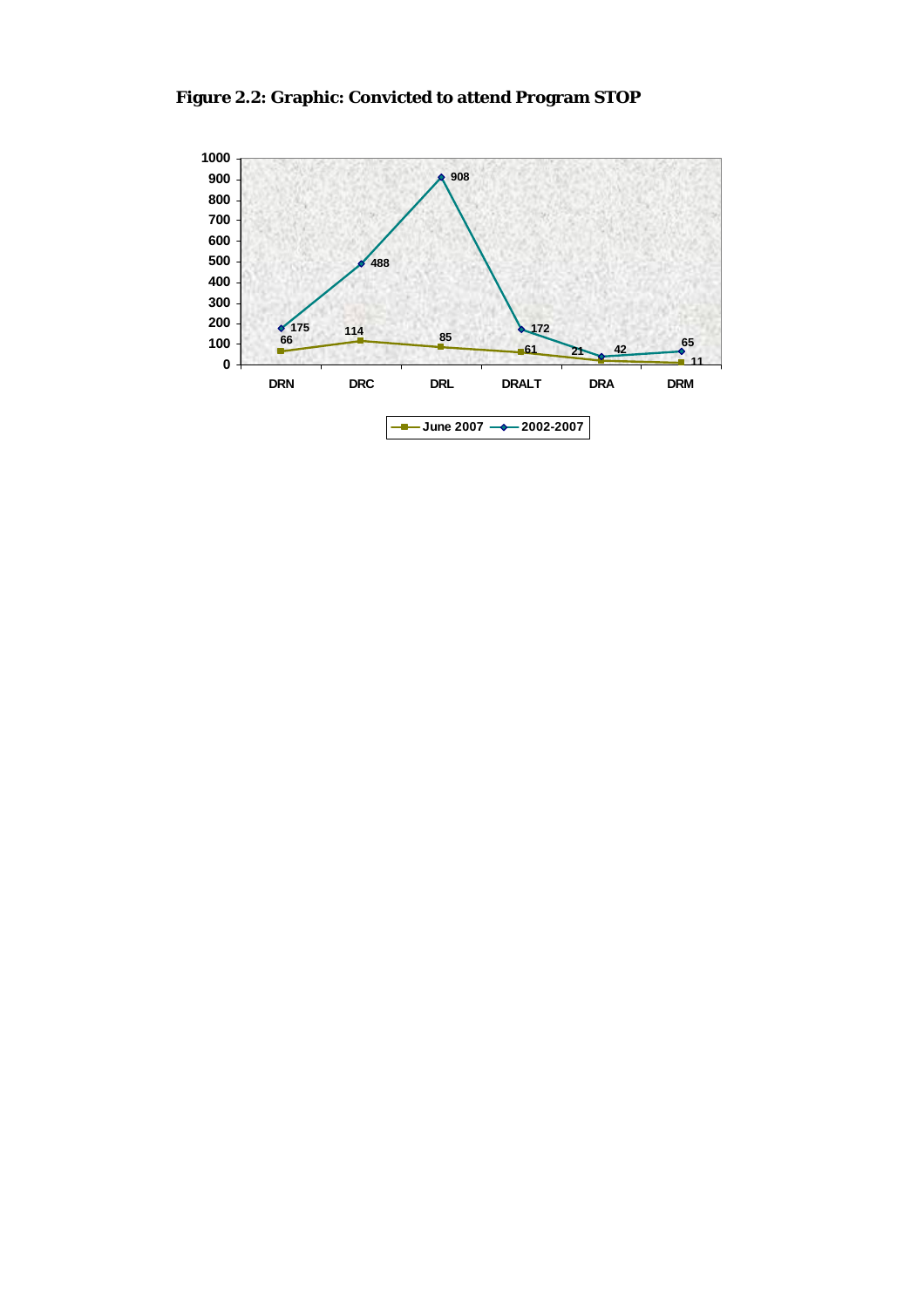**Figure 2.2: Graphic: Convicted to attend Program STOP**

| | DRN | DRC | DRL | DRALT | DRA | DRM |
|---|---|---|---|---|---|---|
| June 2007 | 66 | 114 | 85 | 61 | 21 | 11 |
| 2002-2007 | 175 | 488 | 908 | 172 | 42 | 65 |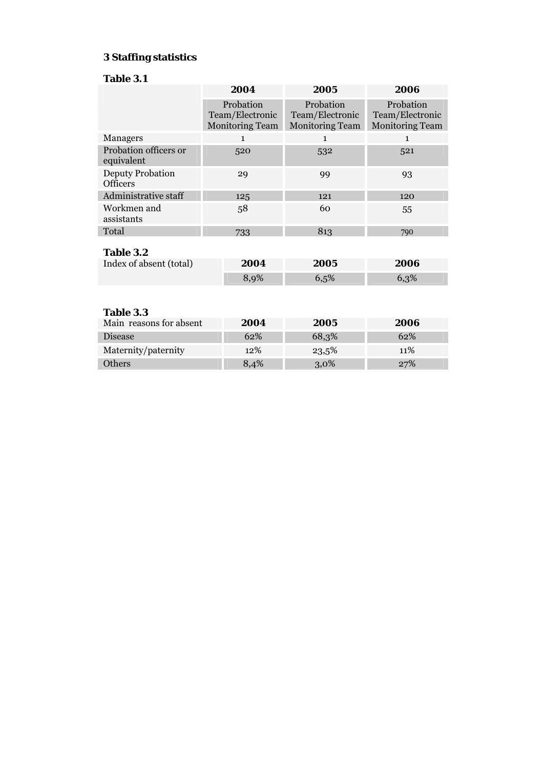## 3 Staffing statistics

**Table 3.1**

| | 2004 | 2005 | 2006 |
|---|---|---|---|
| | Probation Team/Electronic Monitoring Team | Probation Team/Electronic Monitoring Team | Probation Team/Electronic Monitoring Team |
| Managers | 1 | 1 | 1 |
| Probation officers or equivalent | 520 | 532 | 521 |
| Deputy Probation Officers | 29 | 99 | 93 |
| Administrative staff | 125 | 121 | 120 |
| Workmen and assistants | 58 | 60 | 55 |
| Total | 733 | 813 | 790 |

**Table 3.2**

| Index of absent (total) | 2004 | 2005 | 2006 |
|---|---|---|---|
| | 8,9% | 6,5% | 6,3% |

**Table 3.3**

| Main reasons for absent | 2004 | 2005 | 2006 |
|---|---|---|---|
| Disease | 62% | 68,3% | 62% |
| Maternity/paternity | 12% | 23,5% | 11% |
| Others | 8,4% | 3,0% | 27% |